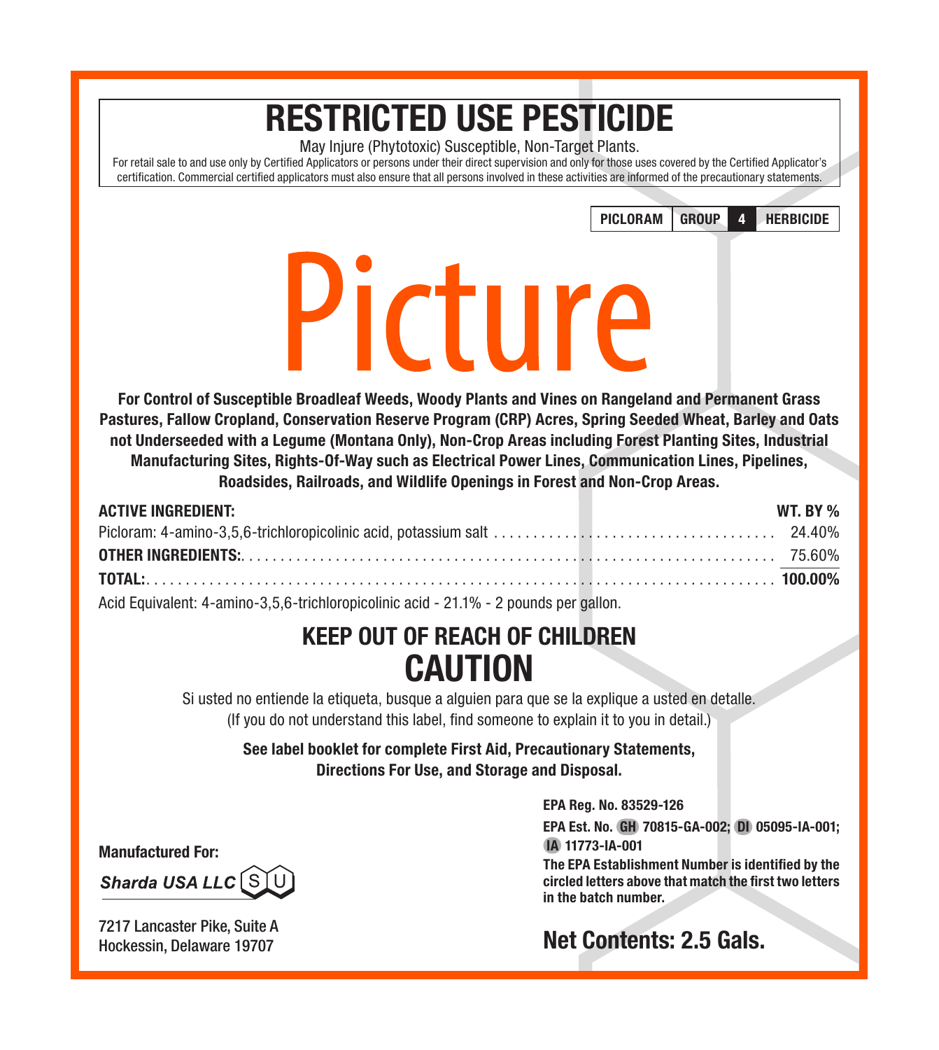# RESTRICTED USE PESTICIDE

May Injure (Phytotoxic) Susceptible, Non-Target Plants.

For retail sale to and use only by Certified Applicators or persons under their direct supervision and only for those uses covered by the Certified Applicator's certification. Commercial certified applicators must also ensure that all persons involved in these activities are informed of the precautionary statements.

| PICLORAM | GROUP | 4 | HERBICIDE |
|---|---|---|---|

# Picture

**For Control of Susceptible Broadleaf Weeds, Woody Plants and Vines on Rangeland and Permanent Grass Pastures, Fallow Cropland, Conservation Reserve Program (CRP) Acres, Spring Seeded Wheat, Barley and Oats not Underseeded with a Legume (Montana Only), Non-Crop Areas including Forest Planting Sites, Industrial Manufacturing Sites, Rights-Of-Way such as Electrical Power Lines, Communication Lines, Pipelines, Roadsides, Railroads, and Wildlife Openings in Forest and Non-Crop Areas.**

| **ACTIVE INGREDIENT:** | **WT. BY %** |
|---|---|
| Picloram: 4-amino-3,5,6-trichloropicolinic acid, potassium salt | 24.40% |
| **OTHER INGREDIENTS:** | 75.60% |
| **TOTAL:** | **100.00%** |

Acid Equivalent: 4-amino-3,5,6-trichloropicolinic acid - 21.1% - 2 pounds per gallon.

## KEEP OUT OF REACH OF CHILDREN

## CAUTION

Si usted no entiende la etiqueta, busque a alguien para que se la explique a usted en detalle.
(If you do not understand this label, find someone to explain it to you in detail.)

**See label booklet for complete First Aid, Precautionary Statements, Directions For Use, and Storage and Disposal.**

**Manufactured For:**

**Sharda USA LLC**

7217 Lancaster Pike, Suite A
Hockessin, Delaware 19707

**EPA Reg. No. 83529-126**

**EPA Est. No. GH 70815-GA-002; DI 05095-IA-001; IA 11773-IA-001**

**The EPA Establishment Number is identified by the circled letters above that match the first two letters in the batch number.**

**Net Contents: 2.5 Gals.**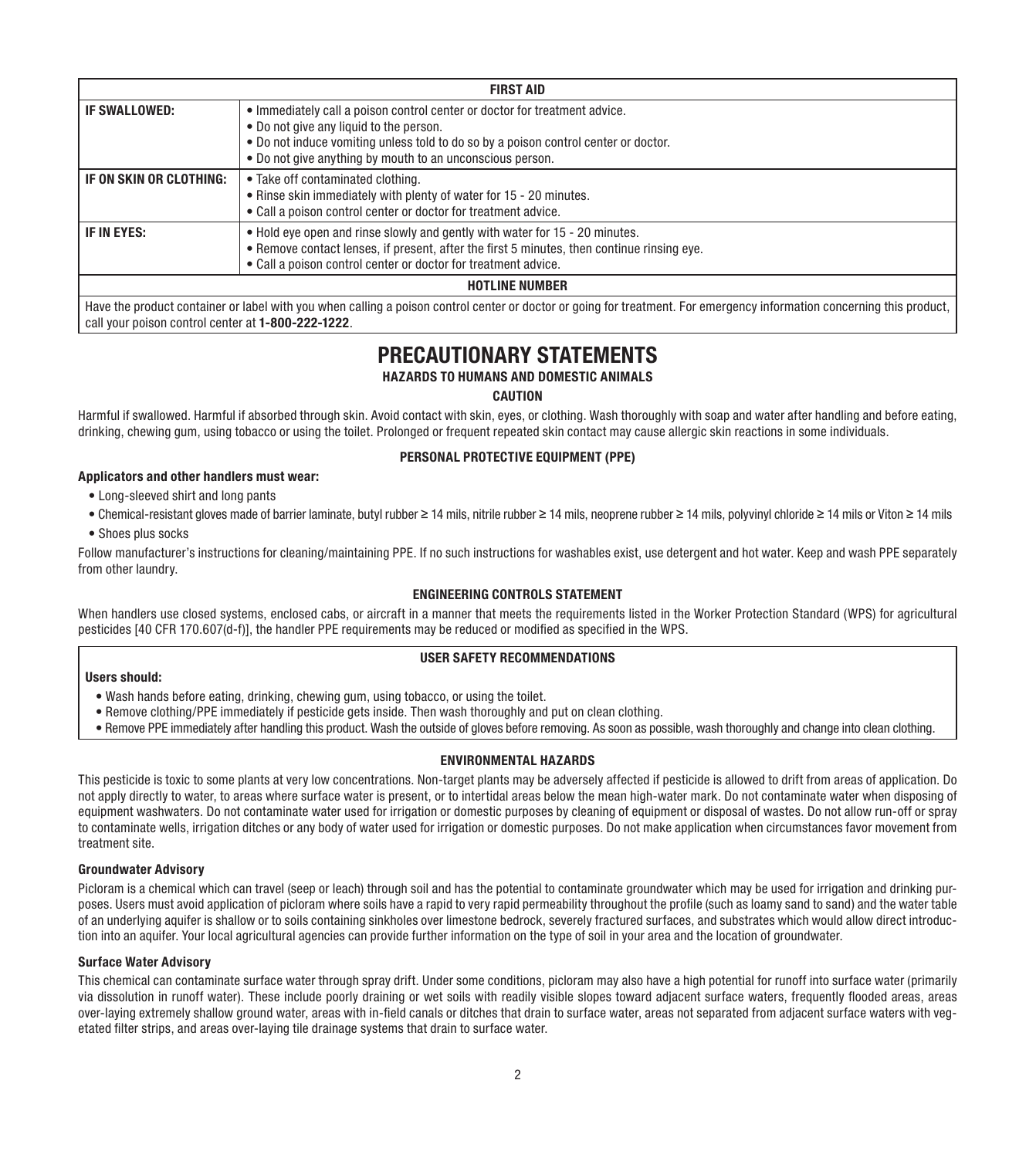| FIRST AID | |
| --- | --- |
| **IF SWALLOWED:** | • Immediately call a poison control center or doctor for treatment advice.<br>• Do not give any liquid to the person.<br>• Do not induce vomiting unless told to do so by a poison control center or doctor.<br>• Do not give anything by mouth to an unconscious person. |
| **IF ON SKIN OR CLOTHING:** | • Take off contaminated clothing.<br>• Rinse skin immediately with plenty of water for 15 - 20 minutes.<br>• Call a poison control center or doctor for treatment advice. |
| **IF IN EYES:** | • Hold eye open and rinse slowly and gently with water for 15 - 20 minutes.<br>• Remove contact lenses, if present, after the first 5 minutes, then continue rinsing eye.<br>• Call a poison control center or doctor for treatment advice. |
| **HOTLINE NUMBER** | |
| Have the product container or label with you when calling a poison control center or doctor or going for treatment. For emergency information concerning this product, call your poison control center at **1-800-222-1222**. | |

# PRECAUTIONARY STATEMENTS

## HAZARDS TO HUMANS AND DOMESTIC ANIMALS

**CAUTION**

Harmful if swallowed. Harmful if absorbed through skin. Avoid contact with skin, eyes, or clothing. Wash thoroughly with soap and water after handling and before eating, drinking, chewing gum, using tobacco or using the toilet. Prolonged or frequent repeated skin contact may cause allergic skin reactions in some individuals.

### PERSONAL PROTECTIVE EQUIPMENT (PPE)

**Applicators and other handlers must wear:**

- Long-sleeved shirt and long pants
- Chemical-resistant gloves made of barrier laminate, butyl rubber ≥ 14 mils, nitrile rubber ≥ 14 mils, neoprene rubber ≥ 14 mils, polyvinyl chloride ≥ 14 mils or Viton ≥ 14 mils
- Shoes plus socks

Follow manufacturer's instructions for cleaning/maintaining PPE. If no such instructions for washables exist, use detergent and hot water. Keep and wash PPE separately from other laundry.

### ENGINEERING CONTROLS STATEMENT

When handlers use closed systems, enclosed cabs, or aircraft in a manner that meets the requirements listed in the Worker Protection Standard (WPS) for agricultural pesticides [40 CFR 170.607(d-f)], the handler PPE requirements may be reduced or modified as specified in the WPS.

### USER SAFETY RECOMMENDATIONS

**Users should:**

- Wash hands before eating, drinking, chewing gum, using tobacco, or using the toilet.
- Remove clothing/PPE immediately if pesticide gets inside. Then wash thoroughly and put on clean clothing.
- Remove PPE immediately after handling this product. Wash the outside of gloves before removing. As soon as possible, wash thoroughly and change into clean clothing.

### ENVIRONMENTAL HAZARDS

This pesticide is toxic to some plants at very low concentrations. Non-target plants may be adversely affected if pesticide is allowed to drift from areas of application. Do not apply directly to water, to areas where surface water is present, or to intertidal areas below the mean high-water mark. Do not contaminate water when disposing of equipment washwaters. Do not contaminate water used for irrigation or domestic purposes by cleaning of equipment or disposal of wastes. Do not allow run-off or spray to contaminate wells, irrigation ditches or any body of water used for irrigation or domestic purposes. Do not make application when circumstances favor movement from treatment site.

#### Groundwater Advisory

Picloram is a chemical which can travel (seep or leach) through soil and has the potential to contaminate groundwater which may be used for irrigation and drinking purposes. Users must avoid application of picloram where soils have a rapid to very rapid permeability throughout the profile (such as loamy sand to sand) and the water table of an underlying aquifer is shallow or to soils containing sinkholes over limestone bedrock, severely fractured surfaces, and substrates which would allow direct introduction into an aquifer. Your local agricultural agencies can provide further information on the type of soil in your area and the location of groundwater.

#### Surface Water Advisory

This chemical can contaminate surface water through spray drift. Under some conditions, picloram may also have a high potential for runoff into surface water (primarily via dissolution in runoff water). These include poorly draining or wet soils with readily visible slopes toward adjacent surface waters, frequently flooded areas, areas over-laying extremely shallow ground water, areas with in-field canals or ditches that drain to surface water, areas not separated from adjacent surface waters with vegetated filter strips, and areas over-laying tile drainage systems that drain to surface water.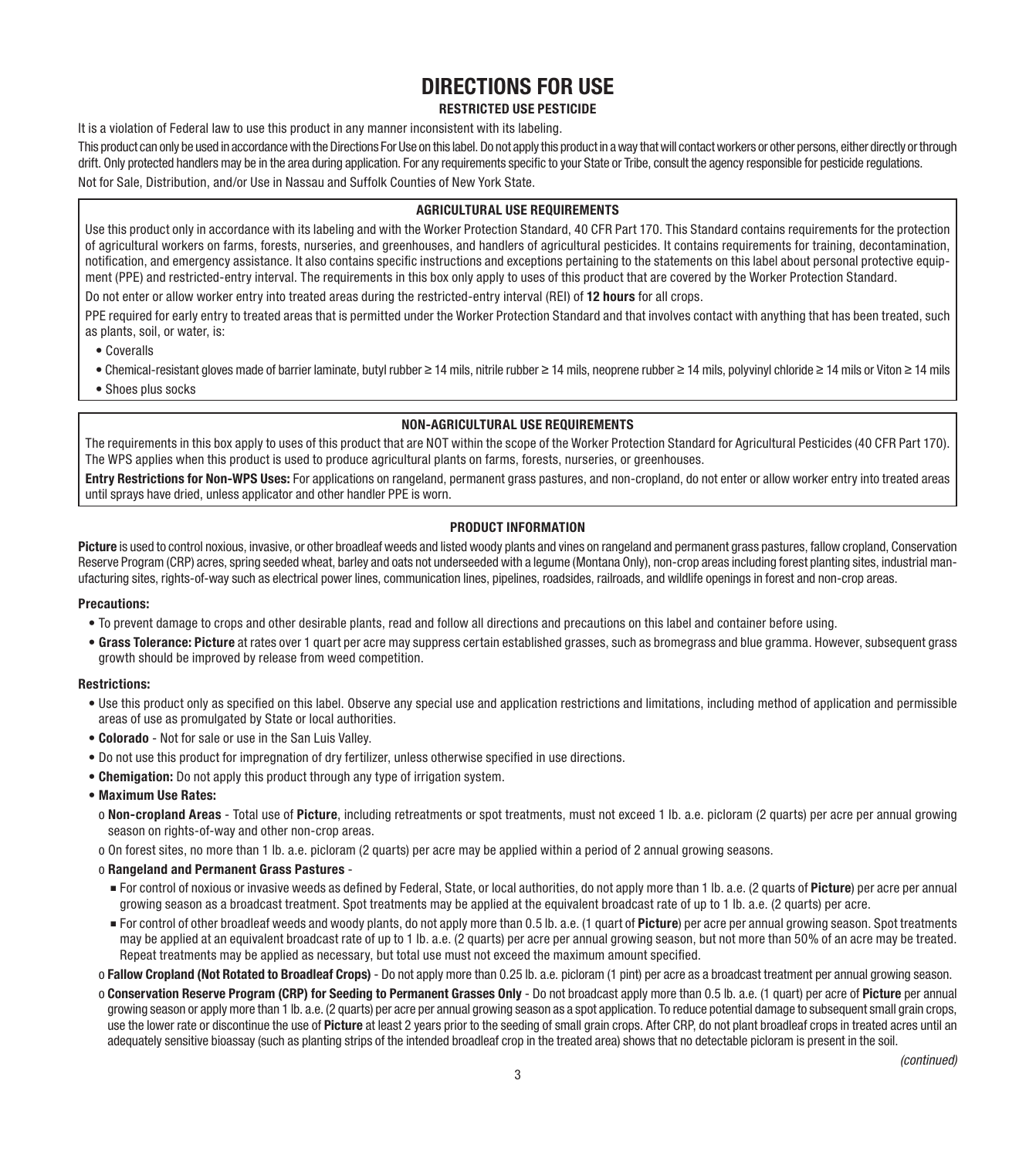# DIRECTIONS FOR USE

**RESTRICTED USE PESTICIDE**

It is a violation of Federal law to use this product in any manner inconsistent with its labeling.

This product can only be used in accordance with the Directions For Use on this label. Do not apply this product in a way that will contact workers or other persons, either directly or through drift. Only protected handlers may be in the area during application. For any requirements specific to your State or Tribe, consult the agency responsible for pesticide regulations.

Not for Sale, Distribution, and/or Use in Nassau and Suffolk Counties of New York State.

**AGRICULTURAL USE REQUIREMENTS**

Use this product only in accordance with its labeling and with the Worker Protection Standard, 40 CFR Part 170. This Standard contains requirements for the protection of agricultural workers on farms, forests, nurseries, and greenhouses, and handlers of agricultural pesticides. It contains requirements for training, decontamination, notification, and emergency assistance. It also contains specific instructions and exceptions pertaining to the statements on this label about personal protective equipment (PPE) and restricted-entry interval. The requirements in this box only apply to uses of this product that are covered by the Worker Protection Standard.

Do not enter or allow worker entry into treated areas during the restricted-entry interval (REI) of **12 hours** for all crops.

PPE required for early entry to treated areas that is permitted under the Worker Protection Standard and that involves contact with anything that has been treated, such as plants, soil, or water, is:

- Coveralls
- Chemical-resistant gloves made of barrier laminate, butyl rubber ≥ 14 mils, nitrile rubber ≥ 14 mils, neoprene rubber ≥ 14 mils, polyvinyl chloride ≥ 14 mils or Viton ≥ 14 mils
- Shoes plus socks

**NON-AGRICULTURAL USE REQUIREMENTS**

The requirements in this box apply to uses of this product that are NOT within the scope of the Worker Protection Standard for Agricultural Pesticides (40 CFR Part 170). The WPS applies when this product is used to produce agricultural plants on farms, forests, nurseries, or greenhouses.

**Entry Restrictions for Non-WPS Uses:** For applications on rangeland, permanent grass pastures, and non-cropland, do not enter or allow worker entry into treated areas until sprays have dried, unless applicator and other handler PPE is worn.

**PRODUCT INFORMATION**

**Picture** is used to control noxious, invasive, or other broadleaf weeds and listed woody plants and vines on rangeland and permanent grass pastures, fallow cropland, Conservation Reserve Program (CRP) acres, spring seeded wheat, barley and oats not underseeded with a legume (Montana Only), non-crop areas including forest planting sites, industrial manufacturing sites, rights-of-way such as electrical power lines, communication lines, pipelines, roadsides, railroads, and wildlife openings in forest and non-crop areas.

**Precautions:**

- To prevent damage to crops and other desirable plants, read and follow all directions and precautions on this label and container before using.
- **Grass Tolerance: Picture** at rates over 1 quart per acre may suppress certain established grasses, such as bromegrass and blue gramma. However, subsequent grass growth should be improved by release from weed competition.

**Restrictions:**

- Use this product only as specified on this label. Observe any special use and application restrictions and limitations, including method of application and permissible areas of use as promulgated by State or local authorities.
- **Colorado** - Not for sale or use in the San Luis Valley.
- Do not use this product for impregnation of dry fertilizer, unless otherwise specified in use directions.
- **Chemigation:** Do not apply this product through any type of irrigation system.
- **Maximum Use Rates:**
  - **Non-cropland Areas** - Total use of **Picture**, including retreatments or spot treatments, must not exceed 1 lb. a.e. picloram (2 quarts) per acre per annual growing season on rights-of-way and other non-crop areas.
  - On forest sites, no more than 1 lb. a.e. picloram (2 quarts) per acre may be applied within a period of 2 annual growing seasons.
  - **Rangeland and Permanent Grass Pastures** -
    - For control of noxious or invasive weeds as defined by Federal, State, or local authorities, do not apply more than 1 lb. a.e. (2 quarts of **Picture**) per acre per annual growing season as a broadcast treatment. Spot treatments may be applied at the equivalent broadcast rate of up to 1 lb. a.e. (2 quarts) per acre.
    - For control of other broadleaf weeds and woody plants, do not apply more than 0.5 lb. a.e. (1 quart of **Picture**) per acre per annual growing season. Spot treatments may be applied at an equivalent broadcast rate of up to 1 lb. a.e. (2 quarts) per acre per annual growing season, but not more than 50% of an acre may be treated. Repeat treatments may be applied as necessary, but total use must not exceed the maximum amount specified.
  - **Fallow Cropland (Not Rotated to Broadleaf Crops)** - Do not apply more than 0.25 lb. a.e. picloram (1 pint) per acre as a broadcast treatment per annual growing season.
  - **Conservation Reserve Program (CRP) for Seeding to Permanent Grasses Only** - Do not broadcast apply more than 0.5 lb. a.e. (1 quart) per acre of **Picture** per annual growing season or apply more than 1 lb. a.e. (2 quarts) per acre per annual growing season as a spot application. To reduce potential damage to subsequent small grain crops, use the lower rate or discontinue the use of **Picture** at least 2 years prior to the seeding of small grain crops. After CRP, do not plant broadleaf crops in treated acres until an adequately sensitive bioassay (such as planting strips of the intended broadleaf crop in the treated area) shows that no detectable picloram is present in the soil.

*(continued)*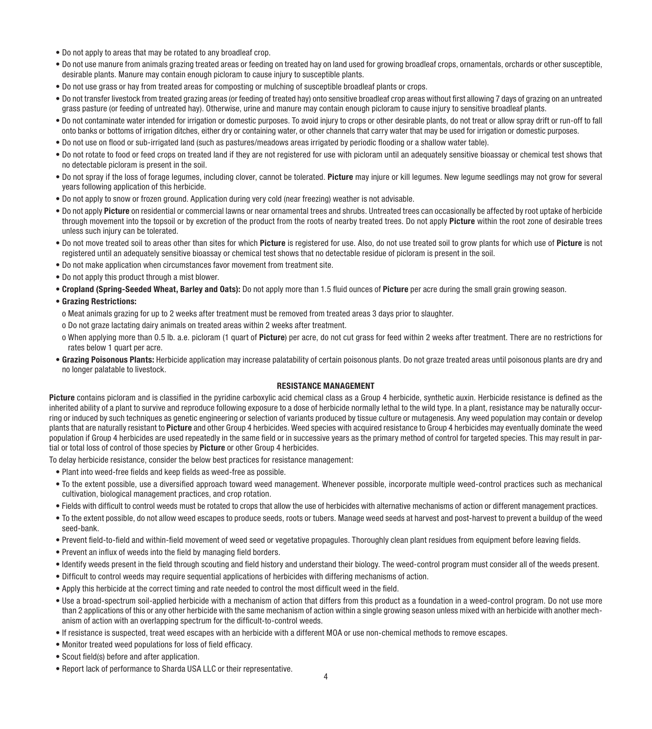- Do not apply to areas that may be rotated to any broadleaf crop.
- Do not use manure from animals grazing treated areas or feeding on treated hay on land used for growing broadleaf crops, ornamentals, orchards or other susceptible, desirable plants. Manure may contain enough picloram to cause injury to susceptible plants.
- Do not use grass or hay from treated areas for composting or mulching of susceptible broadleaf plants or crops.
- Do not transfer livestock from treated grazing areas (or feeding of treated hay) onto sensitive broadleaf crop areas without first allowing 7 days of grazing on an untreated grass pasture (or feeding of untreated hay). Otherwise, urine and manure may contain enough picloram to cause injury to sensitive broadleaf plants.
- Do not contaminate water intended for irrigation or domestic purposes. To avoid injury to crops or other desirable plants, do not treat or allow spray drift or run-off to fall onto banks or bottoms of irrigation ditches, either dry or containing water, or other channels that carry water that may be used for irrigation or domestic purposes.
- Do not use on flood or sub-irrigated land (such as pastures/meadows areas irrigated by periodic flooding or a shallow water table).
- Do not rotate to food or feed crops on treated land if they are not registered for use with picloram until an adequately sensitive bioassay or chemical test shows that no detectable picloram is present in the soil.
- Do not spray if the loss of forage legumes, including clover, cannot be tolerated. **Picture** may injure or kill legumes. New legume seedlings may not grow for several years following application of this herbicide.
- Do not apply to snow or frozen ground. Application during very cold (near freezing) weather is not advisable.
- Do not apply **Picture** on residential or commercial lawns or near ornamental trees and shrubs. Untreated trees can occasionally be affected by root uptake of herbicide through movement into the topsoil or by excretion of the product from the roots of nearby treated trees. Do not apply **Picture** within the root zone of desirable trees unless such injury can be tolerated.
- Do not move treated soil to areas other than sites for which **Picture** is registered for use. Also, do not use treated soil to grow plants for which use of **Picture** is not registered until an adequately sensitive bioassay or chemical test shows that no detectable residue of picloram is present in the soil.
- Do not make application when circumstances favor movement from treatment site.
- Do not apply this product through a mist blower.
- **Cropland (Spring-Seeded Wheat, Barley and Oats):** Do not apply more than 1.5 fluid ounces of **Picture** per acre during the small grain growing season.
- **Grazing Restrictions:**
  - Meat animals grazing for up to 2 weeks after treatment must be removed from treated areas 3 days prior to slaughter.
  - Do not graze lactating dairy animals on treated areas within 2 weeks after treatment.
  - When applying more than 0.5 lb. a.e. picloram (1 quart of **Picture**) per acre, do not cut grass for feed within 2 weeks after treatment. There are no restrictions for rates below 1 quart per acre.
- **Grazing Poisonous Plants:** Herbicide application may increase palatability of certain poisonous plants. Do not graze treated areas until poisonous plants are dry and no longer palatable to livestock.

## RESISTANCE MANAGEMENT

**Picture** contains picloram and is classified in the pyridine carboxylic acid chemical class as a Group 4 herbicide, synthetic auxin. Herbicide resistance is defined as the inherited ability of a plant to survive and reproduce following exposure to a dose of herbicide normally lethal to the wild type. In a plant, resistance may be naturally occurring or induced by such techniques as genetic engineering or selection of variants produced by tissue culture or mutagenesis. Any weed population may contain or develop plants that are naturally resistant to **Picture** and other Group 4 herbicides. Weed species with acquired resistance to Group 4 herbicides may eventually dominate the weed population if Group 4 herbicides are used repeatedly in the same field or in successive years as the primary method of control for targeted species. This may result in partial or total loss of control of those species by **Picture** or other Group 4 herbicides.

To delay herbicide resistance, consider the below best practices for resistance management:

- Plant into weed-free fields and keep fields as weed-free as possible.
- To the extent possible, use a diversified approach toward weed management. Whenever possible, incorporate multiple weed-control practices such as mechanical cultivation, biological management practices, and crop rotation.
- Fields with difficult to control weeds must be rotated to crops that allow the use of herbicides with alternative mechanisms of action or different management practices.
- To the extent possible, do not allow weed escapes to produce seeds, roots or tubers. Manage weed seeds at harvest and post-harvest to prevent a buildup of the weed seed-bank.
- Prevent field-to-field and within-field movement of weed seed or vegetative propagules. Thoroughly clean plant residues from equipment before leaving fields.
- Prevent an influx of weeds into the field by managing field borders.
- Identify weeds present in the field through scouting and field history and understand their biology. The weed-control program must consider all of the weeds present.
- Difficult to control weeds may require sequential applications of herbicides with differing mechanisms of action.
- Apply this herbicide at the correct timing and rate needed to control the most difficult weed in the field.
- Use a broad-spectrum soil-applied herbicide with a mechanism of action that differs from this product as a foundation in a weed-control program. Do not use more than 2 applications of this or any other herbicide with the same mechanism of action within a single growing season unless mixed with an herbicide with another mechanism of action with an overlapping spectrum for the difficult-to-control weeds.
- If resistance is suspected, treat weed escapes with an herbicide with a different MOA or use non-chemical methods to remove escapes.
- Monitor treated weed populations for loss of field efficacy.
- Scout field(s) before and after application.
- Report lack of performance to Sharda USA LLC or their representative.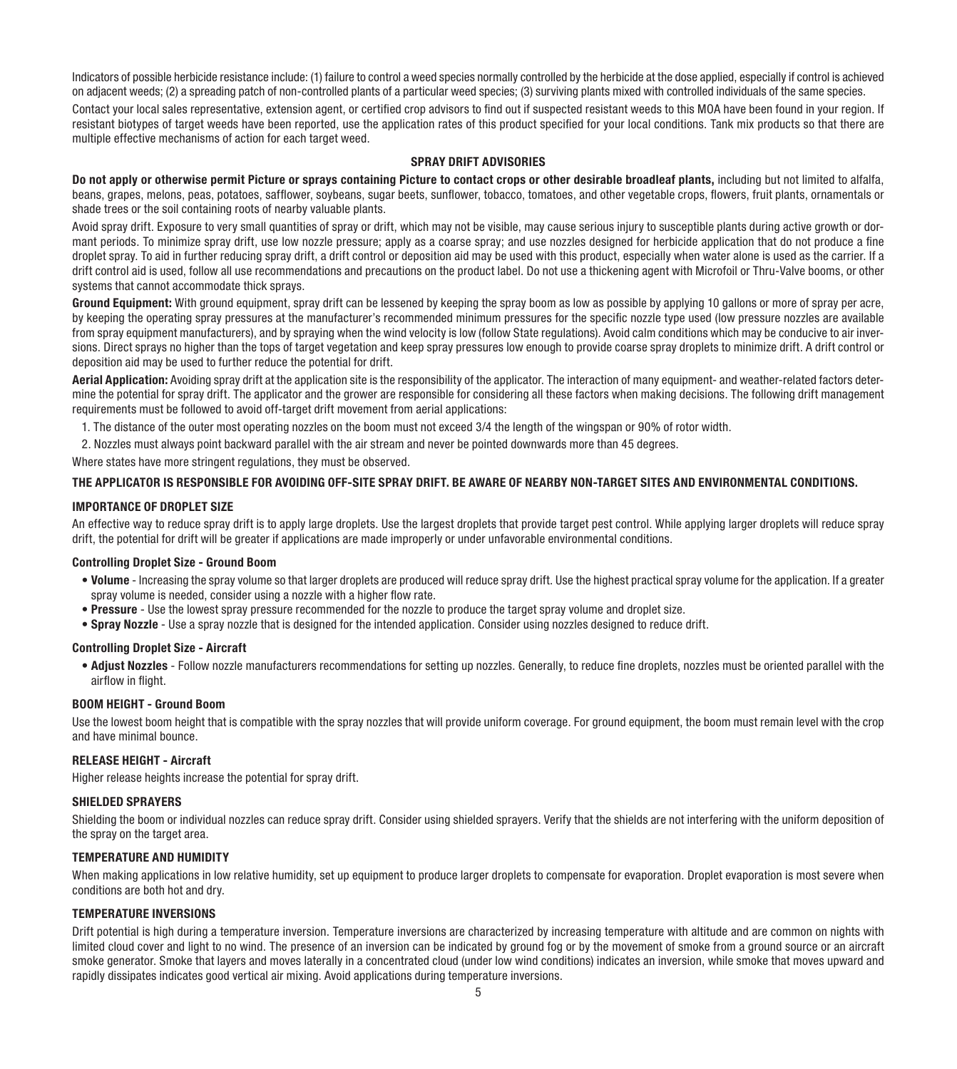Indicators of possible herbicide resistance include: (1) failure to control a weed species normally controlled by the herbicide at the dose applied, especially if control is achieved on adjacent weeds; (2) a spreading patch of non-controlled plants of a particular weed species; (3) surviving plants mixed with controlled individuals of the same species.

Contact your local sales representative, extension agent, or certified crop advisors to find out if suspected resistant weeds to this MOA have been found in your region. If resistant biotypes of target weeds have been reported, use the application rates of this product specified for your local conditions. Tank mix products so that there are multiple effective mechanisms of action for each target weed.

## SPRAY DRIFT ADVISORIES

**Do not apply or otherwise permit Picture or sprays containing Picture to contact crops or other desirable broadleaf plants,** including but not limited to alfalfa, beans, grapes, melons, peas, potatoes, safflower, soybeans, sugar beets, sunflower, tobacco, tomatoes, and other vegetable crops, flowers, fruit plants, ornamentals or shade trees or the soil containing roots of nearby valuable plants.

Avoid spray drift. Exposure to very small quantities of spray or drift, which may not be visible, may cause serious injury to susceptible plants during active growth or dormant periods. To minimize spray drift, use low nozzle pressure; apply as a coarse spray; and use nozzles designed for herbicide application that do not produce a fine droplet spray. To aid in further reducing spray drift, a drift control or deposition aid may be used with this product, especially when water alone is used as the carrier. If a drift control aid is used, follow all use recommendations and precautions on the product label. Do not use a thickening agent with Microfoil or Thru-Valve booms, or other systems that cannot accommodate thick sprays.

**Ground Equipment:** With ground equipment, spray drift can be lessened by keeping the spray boom as low as possible by applying 10 gallons or more of spray per acre, by keeping the operating spray pressures at the manufacturer's recommended minimum pressures for the specific nozzle type used (low pressure nozzles are available from spray equipment manufacturers), and by spraying when the wind velocity is low (follow State regulations). Avoid calm conditions which may be conducive to air inversions. Direct sprays no higher than the tops of target vegetation and keep spray pressures low enough to provide coarse spray droplets to minimize drift. A drift control or deposition aid may be used to further reduce the potential for drift.

**Aerial Application:** Avoiding spray drift at the application site is the responsibility of the applicator. The interaction of many equipment- and weather-related factors determine the potential for spray drift. The applicator and the grower are responsible for considering all these factors when making decisions. The following drift management requirements must be followed to avoid off-target drift movement from aerial applications:

1. The distance of the outer most operating nozzles on the boom must not exceed 3/4 the length of the wingspan or 90% of rotor width.
2. Nozzles must always point backward parallel with the air stream and never be pointed downwards more than 45 degrees.

Where states have more stringent regulations, they must be observed.

**THE APPLICATOR IS RESPONSIBLE FOR AVOIDING OFF-SITE SPRAY DRIFT. BE AWARE OF NEARBY NON-TARGET SITES AND ENVIRONMENTAL CONDITIONS.**

### IMPORTANCE OF DROPLET SIZE

An effective way to reduce spray drift is to apply large droplets. Use the largest droplets that provide target pest control. While applying larger droplets will reduce spray drift, the potential for drift will be greater if applications are made improperly or under unfavorable environmental conditions.

#### Controlling Droplet Size - Ground Boom

- **Volume** - Increasing the spray volume so that larger droplets are produced will reduce spray drift. Use the highest practical spray volume for the application. If a greater spray volume is needed, consider using a nozzle with a higher flow rate.
- **Pressure** - Use the lowest spray pressure recommended for the nozzle to produce the target spray volume and droplet size.
- **Spray Nozzle** - Use a spray nozzle that is designed for the intended application. Consider using nozzles designed to reduce drift.

#### Controlling Droplet Size - Aircraft

- **Adjust Nozzles** - Follow nozzle manufacturers recommendations for setting up nozzles. Generally, to reduce fine droplets, nozzles must be oriented parallel with the airflow in flight.

### BOOM HEIGHT - Ground Boom

Use the lowest boom height that is compatible with the spray nozzles that will provide uniform coverage. For ground equipment, the boom must remain level with the crop and have minimal bounce.

### RELEASE HEIGHT - Aircraft

Higher release heights increase the potential for spray drift.

### SHIELDED SPRAYERS

Shielding the boom or individual nozzles can reduce spray drift. Consider using shielded sprayers. Verify that the shields are not interfering with the uniform deposition of the spray on the target area.

### TEMPERATURE AND HUMIDITY

When making applications in low relative humidity, set up equipment to produce larger droplets to compensate for evaporation. Droplet evaporation is most severe when conditions are both hot and dry.

### TEMPERATURE INVERSIONS

Drift potential is high during a temperature inversion. Temperature inversions are characterized by increasing temperature with altitude and are common on nights with limited cloud cover and light to no wind. The presence of an inversion can be indicated by ground fog or by the movement of smoke from a ground source or an aircraft smoke generator. Smoke that layers and moves laterally in a concentrated cloud (under low wind conditions) indicates an inversion, while smoke that moves upward and rapidly dissipates indicates good vertical air mixing. Avoid applications during temperature inversions.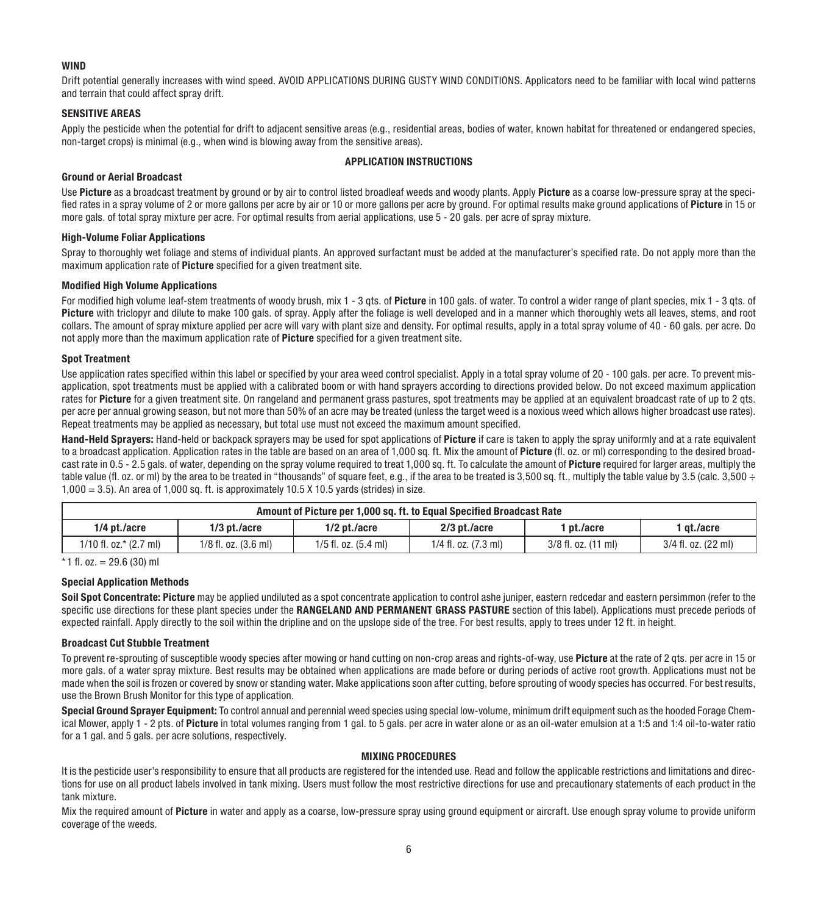**WIND**

Drift potential generally increases with wind speed. AVOID APPLICATIONS DURING GUSTY WIND CONDITIONS. Applicators need to be familiar with local wind patterns and terrain that could affect spray drift.

**SENSITIVE AREAS**

Apply the pesticide when the potential for drift to adjacent sensitive areas (e.g., residential areas, bodies of water, known habitat for threatened or endangered species, non-target crops) is minimal (e.g., when wind is blowing away from the sensitive areas).

## APPLICATION INSTRUCTIONS

**Ground or Aerial Broadcast**

Use **Picture** as a broadcast treatment by ground or by air to control listed broadleaf weeds and woody plants. Apply **Picture** as a coarse low-pressure spray at the specified rates in a spray volume of 2 or more gallons per acre by air or 10 or more gallons per acre by ground. For optimal results make ground applications of **Picture** in 15 or more gals. of total spray mixture per acre. For optimal results from aerial applications, use 5 - 20 gals. per acre of spray mixture.

**High-Volume Foliar Applications**

Spray to thoroughly wet foliage and stems of individual plants. An approved surfactant must be added at the manufacturer's specified rate. Do not apply more than the maximum application rate of **Picture** specified for a given treatment site.

**Modified High Volume Applications**

For modified high volume leaf-stem treatments of woody brush, mix 1 - 3 qts. of **Picture** in 100 gals. of water. To control a wider range of plant species, mix 1 - 3 qts. of **Picture** with triclopyr and dilute to make 100 gals. of spray. Apply after the foliage is well developed and in a manner which thoroughly wets all leaves, stems, and root collars. The amount of spray mixture applied per acre will vary with plant size and density. For optimal results, apply in a total spray volume of 40 - 60 gals. per acre. Do not apply more than the maximum application rate of **Picture** specified for a given treatment site.

**Spot Treatment**

Use application rates specified within this label or specified by your area weed control specialist. Apply in a total spray volume of 20 - 100 gals. per acre. To prevent misapplication, spot treatments must be applied with a calibrated boom or with hand sprayers according to directions provided below. Do not exceed maximum application rates for **Picture** for a given treatment site. On rangeland and permanent grass pastures, spot treatments may be applied at an equivalent broadcast rate of up to 2 qts. per acre per annual growing season, but not more than 50% of an acre may be treated (unless the target weed is a noxious weed which allows higher broadcast use rates). Repeat treatments may be applied as necessary, but total use must not exceed the maximum amount specified.

**Hand-Held Sprayers:** Hand-held or backpack sprayers may be used for spot applications of **Picture** if care is taken to apply the spray uniformly and at a rate equivalent to a broadcast application. Application rates in the table are based on an area of 1,000 sq. ft. Mix the amount of **Picture** (fl. oz. or ml) corresponding to the desired broadcast rate in 0.5 - 2.5 gals. of water, depending on the spray volume required to treat 1,000 sq. ft. To calculate the amount of **Picture** required for larger areas, multiply the table value (fl. oz. or ml) by the area to be treated in "thousands" of square feet, e.g., if the area to be treated is 3,500 sq. ft., multiply the table value by 3.5 (calc. 3,500 ÷ 1,000 = 3.5). An area of 1,000 sq. ft. is approximately 10.5 X 10.5 yards (strides) in size.

| Amount of Picture per 1,000 sq. ft. to Equal Specified Broadcast Rate | | | | | |
|---|---|---|---|---|---|
| 1/4 pt./acre | 1/3 pt./acre | 1/2 pt./acre | 2/3 pt./acre | 1 pt./acre | 1 qt./acre |
| 1/10 fl. oz.* (2.7 ml) | 1/8 fl. oz. (3.6 ml) | 1/5 fl. oz. (5.4 ml) | 1/4 fl. oz. (7.3 ml) | 3/8 fl. oz. (11 ml) | 3/4 fl. oz. (22 ml) |

*1 fl. oz. = 29.6 (30) ml

**Special Application Methods**

**Soil Spot Concentrate: Picture** may be applied undiluted as a spot concentrate application to control ashe juniper, eastern redcedar and eastern persimmon (refer to the specific use directions for these plant species under the **RANGELAND AND PERMANENT GRASS PASTURE** section of this label). Applications must precede periods of expected rainfall. Apply directly to the soil within the dripline and on the upslope side of the tree. For best results, apply to trees under 12 ft. in height.

**Broadcast Cut Stubble Treatment**

To prevent re-sprouting of susceptible woody species after mowing or hand cutting on non-crop areas and rights-of-way, use **Picture** at the rate of 2 qts. per acre in 15 or more gals. of a water spray mixture. Best results may be obtained when applications are made before or during periods of active root growth. Applications must not be made when the soil is frozen or covered by snow or standing water. Make applications soon after cutting, before sprouting of woody species has occurred. For best results, use the Brown Brush Monitor for this type of application.

**Special Ground Sprayer Equipment:** To control annual and perennial weed species using special low-volume, minimum drift equipment such as the hooded Forage Chemical Mower, apply 1 - 2 pts. of **Picture** in total volumes ranging from 1 gal. to 5 gals. per acre in water alone or as an oil-water emulsion at a 1:5 and 1:4 oil-to-water ratio for a 1 gal. and 5 gals. per acre solutions, respectively.

## MIXING PROCEDURES

It is the pesticide user's responsibility to ensure that all products are registered for the intended use. Read and follow the applicable restrictions and limitations and directions for use on all product labels involved in tank mixing. Users must follow the most restrictive directions for use and precautionary statements of each product in the tank mixture.

Mix the required amount of **Picture** in water and apply as a coarse, low-pressure spray using ground equipment or aircraft. Use enough spray volume to provide uniform coverage of the weeds.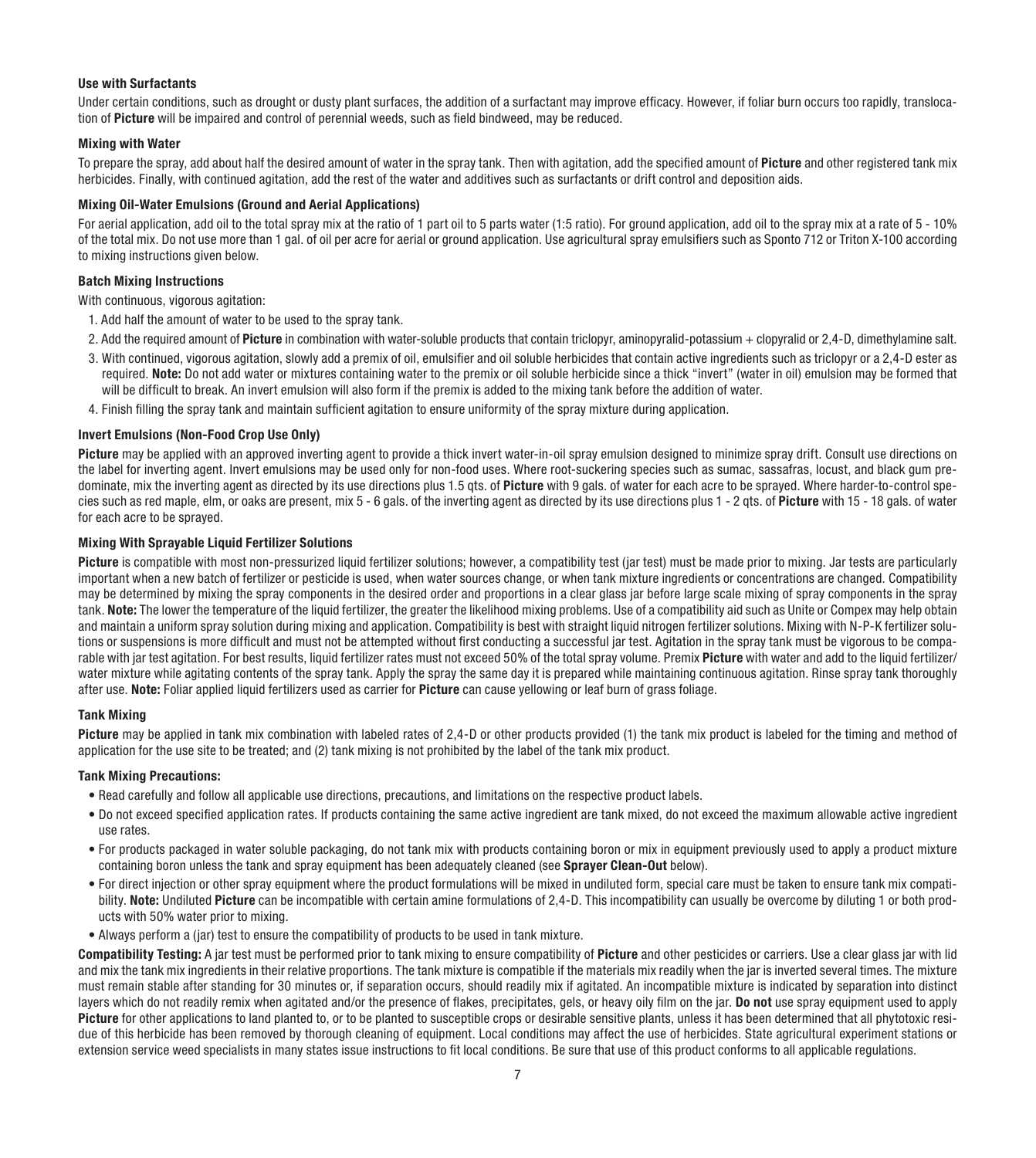#### Use with Surfactants

Under certain conditions, such as drought or dusty plant surfaces, the addition of a surfactant may improve efficacy. However, if foliar burn occurs too rapidly, translocation of **Picture** will be impaired and control of perennial weeds, such as field bindweed, may be reduced.

#### Mixing with Water

To prepare the spray, add about half the desired amount of water in the spray tank. Then with agitation, add the specified amount of **Picture** and other registered tank mix herbicides. Finally, with continued agitation, add the rest of the water and additives such as surfactants or drift control and deposition aids.

#### Mixing Oil-Water Emulsions (Ground and Aerial Applications)

For aerial application, add oil to the total spray mix at the ratio of 1 part oil to 5 parts water (1:5 ratio). For ground application, add oil to the spray mix at a rate of 5 - 10% of the total mix. Do not use more than 1 gal. of oil per acre for aerial or ground application. Use agricultural spray emulsifiers such as Sponto 712 or Triton X-100 according to mixing instructions given below.

#### Batch Mixing Instructions

With continuous, vigorous agitation:

1. Add half the amount of water to be used to the spray tank.
2. Add the required amount of **Picture** in combination with water-soluble products that contain triclopyr, aminopyralid-potassium + clopyralid or 2,4-D, dimethylamine salt.
3. With continued, vigorous agitation, slowly add a premix of oil, emulsifier and oil soluble herbicides that contain active ingredients such as triclopyr or a 2,4-D ester as required. **Note:** Do not add water or mixtures containing water to the premix or oil soluble herbicide since a thick "invert" (water in oil) emulsion may be formed that will be difficult to break. An invert emulsion will also form if the premix is added to the mixing tank before the addition of water.
4. Finish filling the spray tank and maintain sufficient agitation to ensure uniformity of the spray mixture during application.

#### Invert Emulsions (Non-Food Crop Use Only)

**Picture** may be applied with an approved inverting agent to provide a thick invert water-in-oil spray emulsion designed to minimize spray drift. Consult use directions on the label for inverting agent. Invert emulsions may be used only for non-food uses. Where root-suckering species such as sumac, sassafras, locust, and black gum predominate, mix the inverting agent as directed by its use directions plus 1.5 qts. of **Picture** with 9 gals. of water for each acre to be sprayed. Where harder-to-control species such as red maple, elm, or oaks are present, mix 5 - 6 gals. of the inverting agent as directed by its use directions plus 1 - 2 qts. of **Picture** with 15 - 18 gals. of water for each acre to be sprayed.

#### Mixing With Sprayable Liquid Fertilizer Solutions

**Picture** is compatible with most non-pressurized liquid fertilizer solutions; however, a compatibility test (jar test) must be made prior to mixing. Jar tests are particularly important when a new batch of fertilizer or pesticide is used, when water sources change, or when tank mixture ingredients or concentrations are changed. Compatibility may be determined by mixing the spray components in the desired order and proportions in a clear glass jar before large scale mixing of spray components in the spray tank. **Note:** The lower the temperature of the liquid fertilizer, the greater the likelihood mixing problems. Use of a compatibility aid such as Unite or Compex may help obtain and maintain a uniform spray solution during mixing and application. Compatibility is best with straight liquid nitrogen fertilizer solutions. Mixing with N-P-K fertilizer solutions or suspensions is more difficult and must not be attempted without first conducting a successful jar test. Agitation in the spray tank must be vigorous to be comparable with jar test agitation. For best results, liquid fertilizer rates must not exceed 50% of the total spray volume. Premix **Picture** with water and add to the liquid fertilizer/water mixture while agitating contents of the spray tank. Apply the spray the same day it is prepared while maintaining continuous agitation. Rinse spray tank thoroughly after use. **Note:** Foliar applied liquid fertilizers used as carrier for **Picture** can cause yellowing or leaf burn of grass foliage.

#### Tank Mixing

**Picture** may be applied in tank mix combination with labeled rates of 2,4-D or other products provided (1) the tank mix product is labeled for the timing and method of application for the use site to be treated; and (2) tank mixing is not prohibited by the label of the tank mix product.

#### Tank Mixing Precautions:

- Read carefully and follow all applicable use directions, precautions, and limitations on the respective product labels.
- Do not exceed specified application rates. If products containing the same active ingredient are tank mixed, do not exceed the maximum allowable active ingredient use rates.
- For products packaged in water soluble packaging, do not tank mix with products containing boron or mix in equipment previously used to apply a product mixture containing boron unless the tank and spray equipment has been adequately cleaned (see **Sprayer Clean-Out** below).
- For direct injection or other spray equipment where the product formulations will be mixed in undiluted form, special care must be taken to ensure tank mix compatibility. **Note:** Undiluted **Picture** can be incompatible with certain amine formulations of 2,4-D. This incompatibility can usually be overcome by diluting 1 or both products with 50% water prior to mixing.
- Always perform a (jar) test to ensure the compatibility of products to be used in tank mixture.

**Compatibility Testing:** A jar test must be performed prior to tank mixing to ensure compatibility of **Picture** and other pesticides or carriers. Use a clear glass jar with lid and mix the tank mix ingredients in their relative proportions. The tank mixture is compatible if the materials mix readily when the jar is inverted several times. The mixture must remain stable after standing for 30 minutes or, if separation occurs, should readily mix if agitated. An incompatible mixture is indicated by separation into distinct layers which do not readily remix when agitated and/or the presence of flakes, precipitates, gels, or heavy oily film on the jar. **Do not** use spray equipment used to apply **Picture** for other applications to land planted to, or to be planted to susceptible crops or desirable sensitive plants, unless it has been determined that all phytotoxic residue of this herbicide has been removed by thorough cleaning of equipment. Local conditions may affect the use of herbicides. State agricultural experiment stations or extension service weed specialists in many states issue instructions to fit local conditions. Be sure that use of this product conforms to all applicable regulations.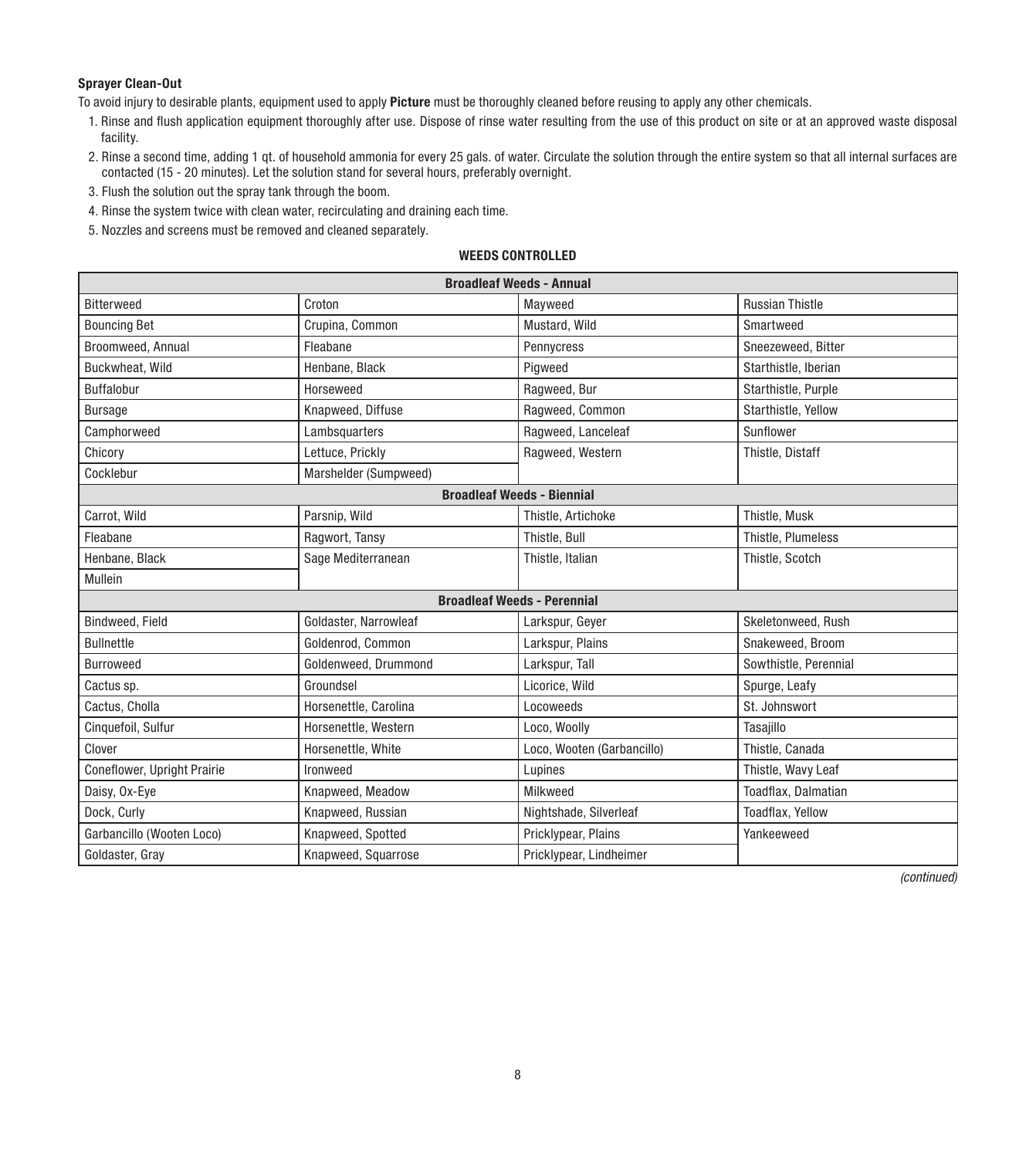**Sprayer Clean-Out**

To avoid injury to desirable plants, equipment used to apply **Picture** must be thoroughly cleaned before reusing to apply any other chemicals.

1. Rinse and flush application equipment thoroughly after use. Dispose of rinse water resulting from the use of this product on site or at an approved waste disposal facility.
2. Rinse a second time, adding 1 qt. of household ammonia for every 25 gals. of water. Circulate the solution through the entire system so that all internal surfaces are contacted (15 - 20 minutes). Let the solution stand for several hours, preferably overnight.
3. Flush the solution out the spray tank through the boom.
4. Rinse the system twice with clean water, recirculating and draining each time.
5. Nozzles and screens must be removed and cleaned separately.

**WEEDS CONTROLLED**

| **Broadleaf Weeds - Annual** | | | |
|---|---|---|---|
| Bitterweed | Croton | Mayweed | Russian Thistle |
| Bouncing Bet | Crupina, Common | Mustard, Wild | Smartweed |
| Broomweed, Annual | Fleabane | Pennycress | Sneezeweed, Bitter |
| Buckwheat, Wild | Henbane, Black | Pigweed | Starthistle, Iberian |
| Buffalobur | Horseweed | Ragweed, Bur | Starthistle, Purple |
| Bursage | Knapweed, Diffuse | Ragweed, Common | Starthistle, Yellow |
| Camphorweed | Lambsquarters | Ragweed, Lanceleaf | Sunflower |
| Chicory | Lettuce, Prickly | Ragweed, Western | Thistle, Distaff |
| Cocklebur | Marshelder (Sumpweed) | | |
| **Broadleaf Weeds - Biennial** | | | |
| Carrot, Wild | Parsnip, Wild | Thistle, Artichoke | Thistle, Musk |
| Fleabane | Ragwort, Tansy | Thistle, Bull | Thistle, Plumeless |
| Henbane, Black | Sage Mediterranean | Thistle, Italian | Thistle, Scotch |
| Mullein | | | |
| **Broadleaf Weeds - Perennial** | | | |
| Bindweed, Field | Goldaster, Narrowleaf | Larkspur, Geyer | Skeletonweed, Rush |
| Bullnettle | Goldenrod, Common | Larkspur, Plains | Snakeweed, Broom |
| Burroweed | Goldenweed, Drummond | Larkspur, Tall | Sowthistle, Perennial |
| Cactus sp. | Groundsel | Licorice, Wild | Spurge, Leafy |
| Cactus, Cholla | Horsenettle, Carolina | Locoweeds | St. Johnswort |
| Cinquefoil, Sulfur | Horsenettle, Western | Loco, Woolly | Tasajillo |
| Clover | Horsenettle, White | Loco, Wooten (Garbancillo) | Thistle, Canada |
| Coneflower, Upright Prairie | Ironweed | Lupines | Thistle, Wavy Leaf |
| Daisy, Ox-Eye | Knapweed, Meadow | Milkweed | Toadflax, Dalmatian |
| Dock, Curly | Knapweed, Russian | Nightshade, Silverleaf | Toadflax, Yellow |
| Garbancillo (Wooten Loco) | Knapweed, Spotted | Pricklypear, Plains | Yankeeweed |
| Goldaster, Gray | Knapweed, Squarrose | Pricklypear, Lindheimer | |

*(continued)*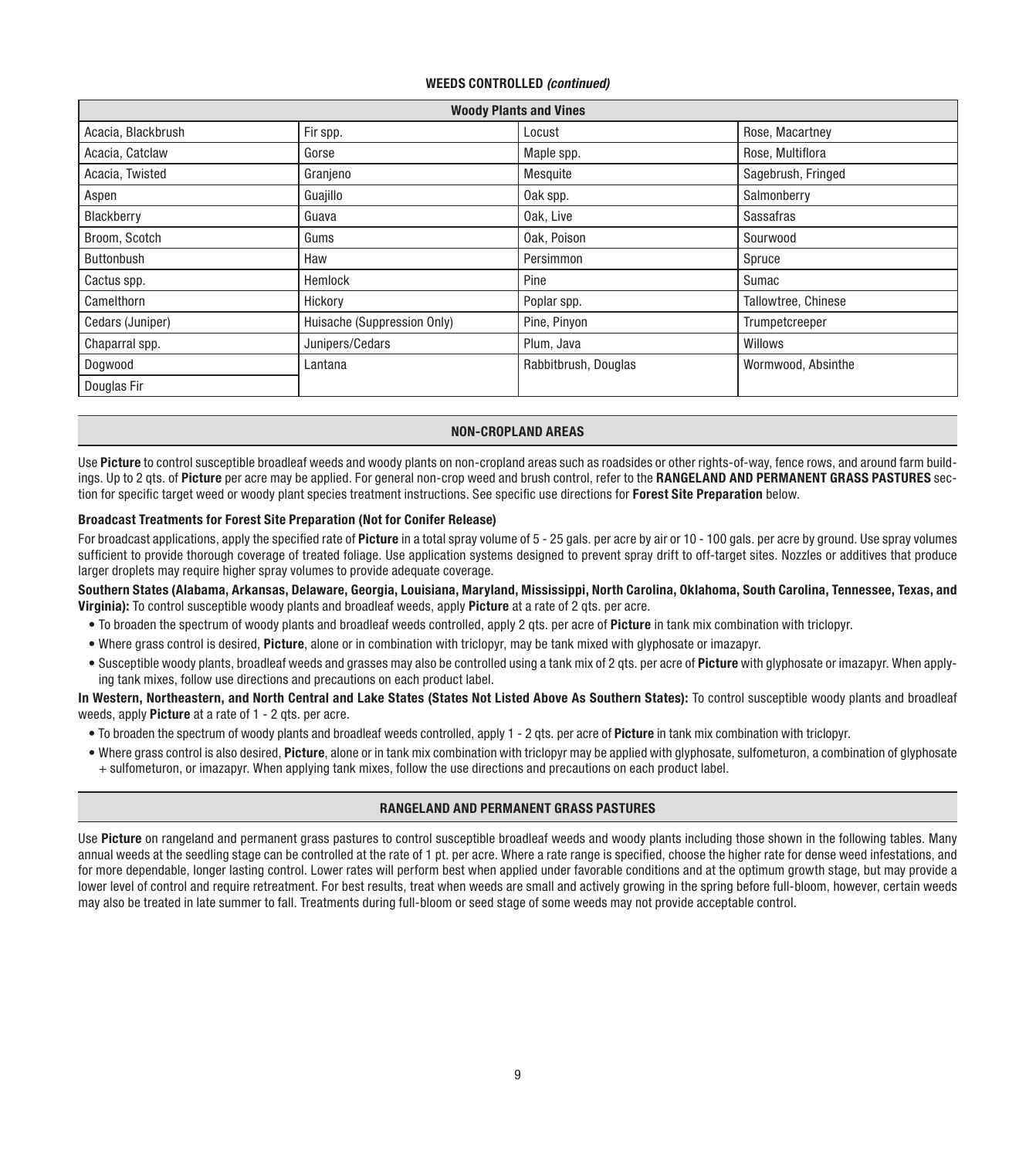**WEEDS CONTROLLED *(continued)***

| Woody Plants and Vines | | | |
|---|---|---|---|
| Acacia, Blackbrush | Fir spp. | Locust | Rose, Macartney |
| Acacia, Catclaw | Gorse | Maple spp. | Rose, Multiflora |
| Acacia, Twisted | Granjeno | Mesquite | Sagebrush, Fringed |
| Aspen | Guajillo | Oak spp. | Salmonberry |
| Blackberry | Guava | Oak, Live | Sassafras |
| Broom, Scotch | Gums | Oak, Poison | Sourwood |
| Buttonbush | Haw | Persimmon | Spruce |
| Cactus spp. | Hemlock | Pine | Sumac |
| Camelthorn | Hickory | Poplar spp. | Tallowtree, Chinese |
| Cedars (Juniper) | Huisache (Suppression Only) | Pine, Pinyon | Trumpetcreeper |
| Chaparral spp. | Junipers/Cedars | Plum, Java | Willows |
| Dogwood | Lantana | Rabbitbrush, Douglas | Wormwood, Absinthe |
| Douglas Fir | | | |

## NON-CROPLAND AREAS

Use **Picture** to control susceptible broadleaf weeds and woody plants on non-cropland areas such as roadsides or other rights-of-way, fence rows, and around farm buildings. Up to 2 qts. of **Picture** per acre may be applied. For general non-crop weed and brush control, refer to the **RANGELAND AND PERMANENT GRASS PASTURES** section for specific target weed or woody plant species treatment instructions. See specific use directions for **Forest Site Preparation** below.

### Broadcast Treatments for Forest Site Preparation (Not for Conifer Release)

For broadcast applications, apply the specified rate of **Picture** in a total spray volume of 5 - 25 gals. per acre by air or 10 - 100 gals. per acre by ground. Use spray volumes sufficient to provide thorough coverage of treated foliage. Use application systems designed to prevent spray drift to off-target sites. Nozzles or additives that produce larger droplets may require higher spray volumes to provide adequate coverage.

**Southern States (Alabama, Arkansas, Delaware, Georgia, Louisiana, Maryland, Mississippi, North Carolina, Oklahoma, South Carolina, Tennessee, Texas, and Virginia):** To control susceptible woody plants and broadleaf weeds, apply **Picture** at a rate of 2 qts. per acre.

- To broaden the spectrum of woody plants and broadleaf weeds controlled, apply 2 qts. per acre of **Picture** in tank mix combination with triclopyr.
- Where grass control is desired, **Picture**, alone or in combination with triclopyr, may be tank mixed with glyphosate or imazapyr.
- Susceptible woody plants, broadleaf weeds and grasses may also be controlled using a tank mix of 2 qts. per acre of **Picture** with glyphosate or imazapyr. When applying tank mixes, follow use directions and precautions on each product label.

**In Western, Northeastern, and North Central and Lake States (States Not Listed Above As Southern States):** To control susceptible woody plants and broadleaf weeds, apply **Picture** at a rate of 1 - 2 qts. per acre.

- To broaden the spectrum of woody plants and broadleaf weeds controlled, apply 1 - 2 qts. per acre of **Picture** in tank mix combination with triclopyr.
- Where grass control is also desired, **Picture**, alone or in tank mix combination with triclopyr may be applied with glyphosate, sulfometuron, a combination of glyphosate + sulfometuron, or imazapyr. When applying tank mixes, follow the use directions and precautions on each product label.

## RANGELAND AND PERMANENT GRASS PASTURES

Use **Picture** on rangeland and permanent grass pastures to control susceptible broadleaf weeds and woody plants including those shown in the following tables. Many annual weeds at the seedling stage can be controlled at the rate of 1 pt. per acre. Where a rate range is specified, choose the higher rate for dense weed infestations, and for more dependable, longer lasting control. Lower rates will perform best when applied under favorable conditions and at the optimum growth stage, but may provide a lower level of control and require retreatment. For best results, treat when weeds are small and actively growing in the spring before full-bloom, however, certain weeds may also be treated in late summer to fall. Treatments during full-bloom or seed stage of some weeds may not provide acceptable control.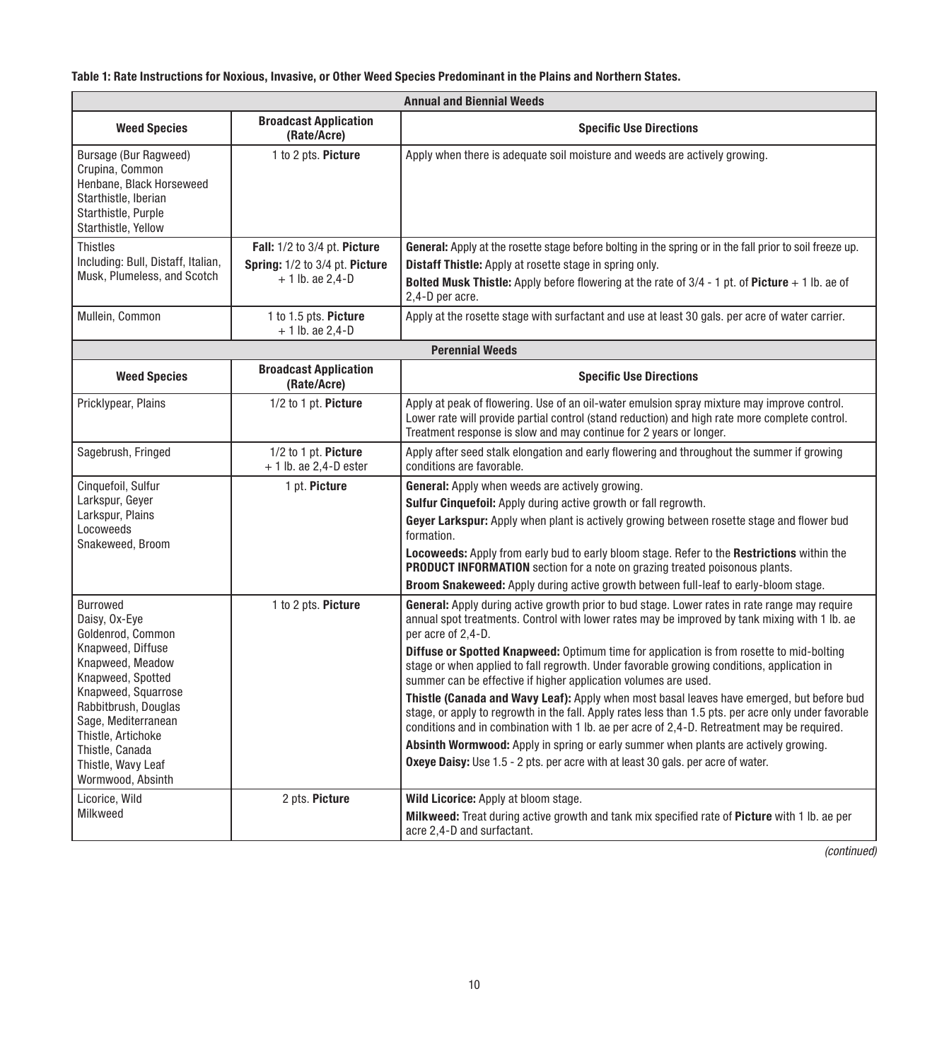**Table 1: Rate Instructions for Noxious, Invasive, or Other Weed Species Predominant in the Plains and Northern States.**

| **Annual and Biennial Weeds** | | |
|---|---|---|
| **Weed Species** | **Broadcast Application (Rate/Acre)** | **Specific Use Directions** |
| Bursage (Bur Ragweed)<br>Crupina, Common<br>Henbane, Black Horseweed<br>Starthistle, Iberian<br>Starthistle, Purple<br>Starthistle, Yellow | 1 to 2 pts. **Picture** | Apply when there is adequate soil moisture and weeds are actively growing. |
| Thistles<br>Including: Bull, Distaff, Italian, Musk, Plumeless, and Scotch | **Fall:** 1/2 to 3/4 pt. **Picture**<br>**Spring:** 1/2 to 3/4 pt. **Picture** + 1 lb. ae 2,4-D | **General:** Apply at the rosette stage before bolting in the spring or in the fall prior to soil freeze up.<br>**Distaff Thistle:** Apply at rosette stage in spring only.<br>**Bolted Musk Thistle:** Apply before flowering at the rate of 3/4 - 1 pt. of **Picture** + 1 lb. ae of 2,4-D per acre. |
| Mullein, Common | 1 to 1.5 pts. **Picture** + 1 lb. ae 2,4-D | Apply at the rosette stage with surfactant and use at least 30 gals. per acre of water carrier. |
| **Perennial Weeds** | | |
| **Weed Species** | **Broadcast Application (Rate/Acre)** | **Specific Use Directions** |
| Pricklypear, Plains | 1/2 to 1 pt. **Picture** | Apply at peak of flowering. Use of an oil-water emulsion spray mixture may improve control. Lower rate will provide partial control (stand reduction) and high rate more complete control. Treatment response is slow and may continue for 2 years or longer. |
| Sagebrush, Fringed | 1/2 to 1 pt. **Picture** + 1 lb. ae 2,4-D ester | Apply after seed stalk elongation and early flowering and throughout the summer if growing conditions are favorable. |
| Cinquefoil, Sulfur<br>Larkspur, Geyer<br>Larkspur, Plains<br>Locoweeds<br>Snakeweed, Broom | 1 pt. **Picture** | **General:** Apply when weeds are actively growing.<br>**Sulfur Cinquefoil:** Apply during active growth or fall regrowth.<br>**Geyer Larkspur:** Apply when plant is actively growing between rosette stage and flower bud formation.<br>**Locoweeds:** Apply from early bud to early bloom stage. Refer to the **Restrictions** within the **PRODUCT INFORMATION** section for a note on grazing treated poisonous plants.<br>**Broom Snakeweed:** Apply during active growth between full-leaf to early-bloom stage. |
| Burrowed<br>Daisy, Ox-Eye<br>Goldenrod, Common<br>Knapweed, Diffuse<br>Knapweed, Meadow<br>Knapweed, Spotted<br>Knapweed, Squarrose<br>Rabbitbrush, Douglas<br>Sage, Mediterranean<br>Thistle, Artichoke<br>Thistle, Canada<br>Thistle, Wavy Leaf<br>Wormwood, Absinth | 1 to 2 pts. **Picture** | **General:** Apply during active growth prior to bud stage. Lower rates in rate range may require annual spot treatments. Control with lower rates may be improved by tank mixing with 1 lb. ae per acre of 2,4-D.<br>**Diffuse or Spotted Knapweed:** Optimum time for application is from rosette to mid-bolting stage or when applied to fall regrowth. Under favorable growing conditions, application in summer can be effective if higher application volumes are used.<br>**Thistle (Canada and Wavy Leaf):** Apply when most basal leaves have emerged, but before bud stage, or apply to regrowth in the fall. Apply rates less than 1.5 pts. per acre only under favorable conditions and in combination with 1 lb. ae per acre of 2,4-D. Retreatment may be required.<br>**Absinth Wormwood:** Apply in spring or early summer when plants are actively growing.<br>**Oxeye Daisy:** Use 1.5 - 2 pts. per acre with at least 30 gals. per acre of water. |
| Licorice, Wild<br>Milkweed | 2 pts. **Picture** | **Wild Licorice:** Apply at bloom stage.<br>**Milkweed:** Treat during active growth and tank mix specified rate of **Picture** with 1 lb. ae per acre 2,4-D and surfactant. |

*(continued)*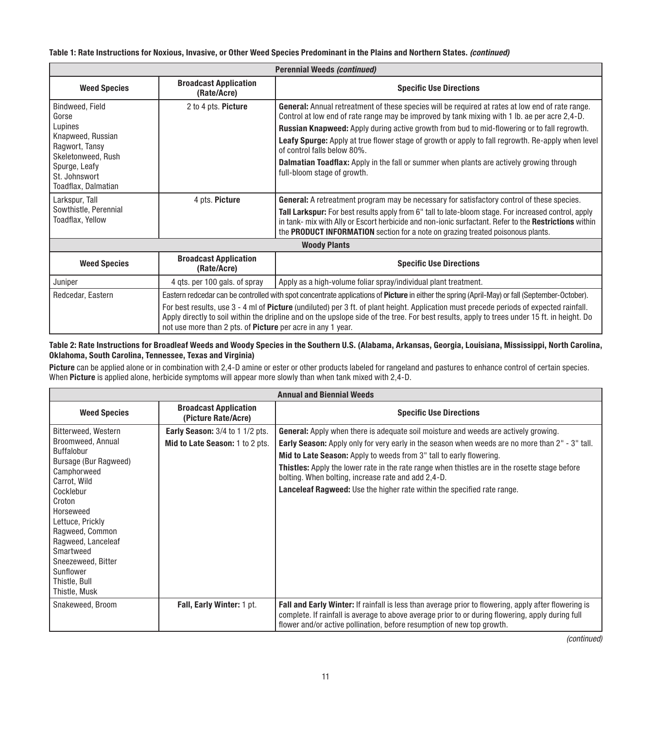**Table 1: Rate Instructions for Noxious, Invasive, or Other Weed Species Predominant in the Plains and Northern States.** ***(continued)***

| **Perennial Weeds *(continued)*** | | |
|---|---|---|
| **Weed Species** | **Broadcast Application (Rate/Acre)** | **Specific Use Directions** |
| Bindweed, Field<br>Gorse<br>Lupines<br>Knapweed, Russian<br>Ragwort, Tansy<br>Skeletonweed, Rush<br>Spurge, Leafy<br>St. Johnswort<br>Toadflax, Dalmatian | 2 to 4 pts. **Picture** | **General:** Annual retreatment of these species will be required at rates at low end of rate range. Control at low end of rate range may be improved by tank mixing with 1 lb. ae per acre 2,4-D.<br>**Russian Knapweed:** Apply during active growth from bud to mid-flowering or to fall regrowth.<br>**Leafy Spurge:** Apply at true flower stage of growth or apply to fall regrowth. Re-apply when level of control falls below 80%.<br>**Dalmatian Toadflax:** Apply in the fall or summer when plants are actively growing through full-bloom stage of growth. |
| Larkspur, Tall<br>Sowthistle, Perennial<br>Toadflax, Yellow | 4 pts. **Picture** | **General:** A retreatment program may be necessary for satisfactory control of these species.<br>**Tall Larkspur:** For best results apply from 6" tall to late-bloom stage. For increased control, apply in tank- mix with Ally or Escort herbicide and non-ionic surfactant. Refer to the **Restrictions** within the **PRODUCT INFORMATION** section for a note on grazing treated poisonous plants. |
| **Woody Plants** | | |
| **Weed Species** | **Broadcast Application (Rate/Acre)** | **Specific Use Directions** |
| Juniper | 4 qts. per 100 gals. of spray | Apply as a high-volume foliar spray/individual plant treatment. |
| Redcedar, Eastern | Eastern redcedar can be controlled with spot concentrate applications of **Picture** in either the spring (April-May) or fall (September-October).<br>For best results, use 3 - 4 ml of **Picture** (undiluted) per 3 ft. of plant height. Application must precede periods of expected rainfall. Apply directly to soil within the dripline and on the upslope side of the tree. For best results, apply to trees under 15 ft. in height. Do not use more than 2 pts. of **Picture** per acre in any 1 year. | |

**Table 2: Rate Instructions for Broadleaf Weeds and Woody Species in the Southern U.S. (Alabama, Arkansas, Georgia, Louisiana, Mississippi, North Carolina, Oklahoma, South Carolina, Tennessee, Texas and Virginia)**

**Picture** can be applied alone or in combination with 2,4-D amine or ester or other products labeled for rangeland and pastures to enhance control of certain species. When **Picture** is applied alone, herbicide symptoms will appear more slowly than when tank mixed with 2,4-D.

| **Annual and Biennial Weeds** | | |
|---|---|---|
| **Weed Species** | **Broadcast Application (Picture Rate/Acre)** | **Specific Use Directions** |
| Bitterweed, Western<br>Broomweed, Annual<br>Buffalobur<br>Bursage (Bur Ragweed)<br>Camphorweed<br>Carrot, Wild<br>Cocklebur<br>Croton<br>Horseweed<br>Lettuce, Prickly<br>Ragweed, Common<br>Ragweed, Lanceleaf<br>Smartweed<br>Sneezeweed, Bitter<br>Sunflower<br>Thistle, Bull<br>Thistle, Musk | **Early Season:** 3/4 to 1 1/2 pts.<br>**Mid to Late Season:** 1 to 2 pts. | **General:** Apply when there is adequate soil moisture and weeds are actively growing.<br>**Early Season:** Apply only for very early in the season when weeds are no more than 2" - 3" tall.<br>**Mid to Late Season:** Apply to weeds from 3" tall to early flowering.<br>**Thistles:** Apply the lower rate in the rate range when thistles are in the rosette stage before bolting. When bolting, increase rate and add 2,4-D.<br>**Lanceleaf Ragweed:** Use the higher rate within the specified rate range. |
| Snakeweed, Broom | **Fall, Early Winter:** 1 pt. | **Fall and Early Winter:** If rainfall is less than average prior to flowering, apply after flowering is complete. If rainfall is average to above average prior to or during flowering, apply during full flower and/or active pollination, before resumption of new top growth. |

*(continued)*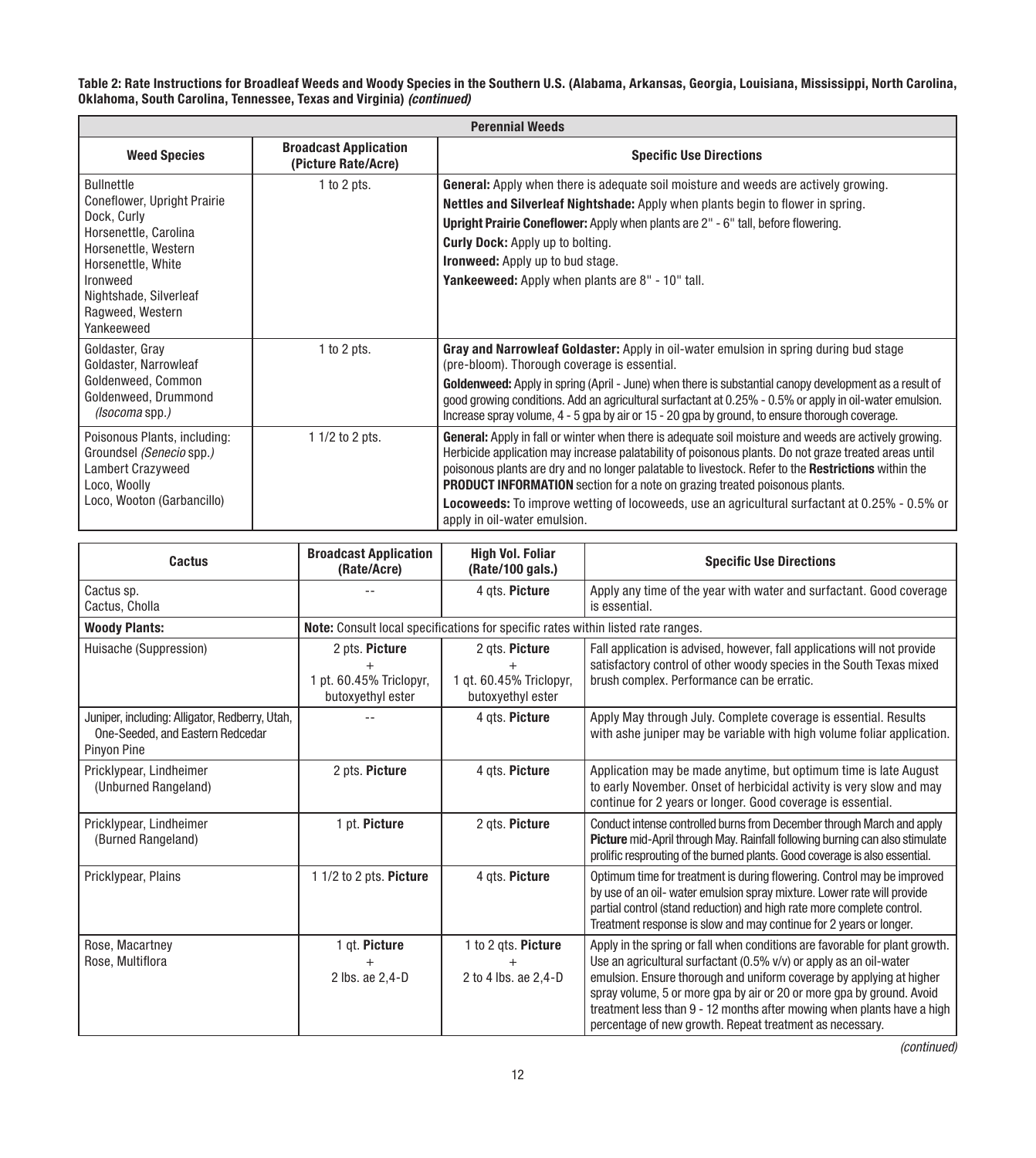**Table 2: Rate Instructions for Broadleaf Weeds and Woody Species in the Southern U.S. (Alabama, Arkansas, Georgia, Louisiana, Mississippi, North Carolina, Oklahoma, South Carolina, Tennessee, Texas and Virginia)** ***(continued)***

| Perennial Weeds | | |
|---|---|---|
| **Weed Species** | **Broadcast Application (Picture Rate/Acre)** | **Specific Use Directions** |
| Bullnettle<br>Coneflower, Upright Prairie<br>Dock, Curly<br>Horsenettle, Carolina<br>Horsenettle, Western<br>Horsenettle, White<br>Ironweed<br>Nightshade, Silverleaf<br>Ragweed, Western<br>Yankeeweed | 1 to 2 pts. | **General:** Apply when there is adequate soil moisture and weeds are actively growing.<br>**Nettles and Silverleaf Nightshade:** Apply when plants begin to flower in spring.<br>**Upright Prairie Coneflower:** Apply when plants are 2" - 6" tall, before flowering.<br>**Curly Dock:** Apply up to bolting.<br>**Ironweed:** Apply up to bud stage.<br>**Yankeeweed:** Apply when plants are 8" - 10" tall. |
| Goldaster, Gray<br>Goldaster, Narrowleaf<br>Goldenweed, Common<br>Goldenweed, Drummond<br>*(Isocoma spp.)* | 1 to 2 pts. | **Gray and Narrowleaf Goldaster:** Apply in oil-water emulsion in spring during bud stage (pre-bloom). Thorough coverage is essential.<br>**Goldenweed:** Apply in spring (April - June) when there is substantial canopy development as a result of good growing conditions. Add an agricultural surfactant at 0.25% - 0.5% or apply in oil-water emulsion. Increase spray volume, 4 - 5 gpa by air or 15 - 20 gpa by ground, to ensure thorough coverage. |
| Poisonous Plants, including:<br>Groundsel *(Senecio spp.)*<br>Lambert Crazyweed<br>Loco, Woolly<br>Loco, Wooton (Garbancillo) | 1 1/2 to 2 pts. | **General:** Apply in fall or winter when there is adequate soil moisture and weeds are actively growing. Herbicide application may increase palatability of poisonous plants. Do not graze treated areas until poisonous plants are dry and no longer palatable to livestock. Refer to the **Restrictions** within the **PRODUCT INFORMATION** section for a note on grazing treated poisonous plants.<br>**Locoweeds:** To improve wetting of locoweeds, use an agricultural surfactant at 0.25% - 0.5% or apply in oil-water emulsion. |

| Cactus | Broadcast Application (Rate/Acre) | High Vol. Foliar (Rate/100 gals.) | Specific Use Directions |
|---|---|---|---|
| Cactus sp.<br>Cactus, Cholla | -- | 4 qts. **Picture** | Apply any time of the year with water and surfactant. Good coverage is essential. |
| **Woody Plants:** | **Note:** Consult local specifications for specific rates within listed rate ranges. | | |
| Huisache (Suppression) | 2 pts. **Picture**<br>+<br>1 pt. 60.45% Triclopyr, butoxyethyl ester | 2 qts. **Picture**<br>+<br>1 qt. 60.45% Triclopyr, butoxyethyl ester | Fall application is advised, however, fall applications will not provide satisfactory control of other woody species in the South Texas mixed brush complex. Performance can be erratic. |
| Juniper, including: Alligator, Redberry, Utah, One-Seeded, and Eastern Redcedar<br>Pinyon Pine | -- | 4 qts. **Picture** | Apply May through July. Complete coverage is essential. Results with ashe juniper may be variable with high volume foliar application. |
| Pricklypear, Lindheimer (Unburned Rangeland) | 2 pts. **Picture** | 4 qts. **Picture** | Application may be made anytime, but optimum time is late August to early November. Onset of herbicidal activity is very slow and may continue for 2 years or longer. Good coverage is essential. |
| Pricklypear, Lindheimer (Burned Rangeland) | 1 pt. **Picture** | 2 qts. **Picture** | Conduct intense controlled burns from December through March and apply **Picture** mid-April through May. Rainfall following burning can also stimulate prolific resprouting of the burned plants. Good coverage is also essential. |
| Pricklypear, Plains | 1 1/2 to 2 pts. **Picture** | 4 qts. **Picture** | Optimum time for treatment is during flowering. Control may be improved by use of an oil- water emulsion spray mixture. Lower rate will provide partial control (stand reduction) and high rate more complete control. Treatment response is slow and may continue for 2 years or longer. |
| Rose, Macartney<br>Rose, Multiflora | 1 qt. **Picture**<br>+<br>2 lbs. ae 2,4-D | 1 to 2 qts. **Picture**<br>+<br>2 to 4 lbs. ae 2,4-D | Apply in the spring or fall when conditions are favorable for plant growth. Use an agricultural surfactant (0.5% v/v) or apply as an oil-water emulsion. Ensure thorough and uniform coverage by applying at higher spray volume, 5 or more gpa by air or 20 or more gpa by ground. Avoid treatment less than 9 - 12 months after mowing when plants have a high percentage of new growth. Repeat treatment as necessary. |

*(continued)*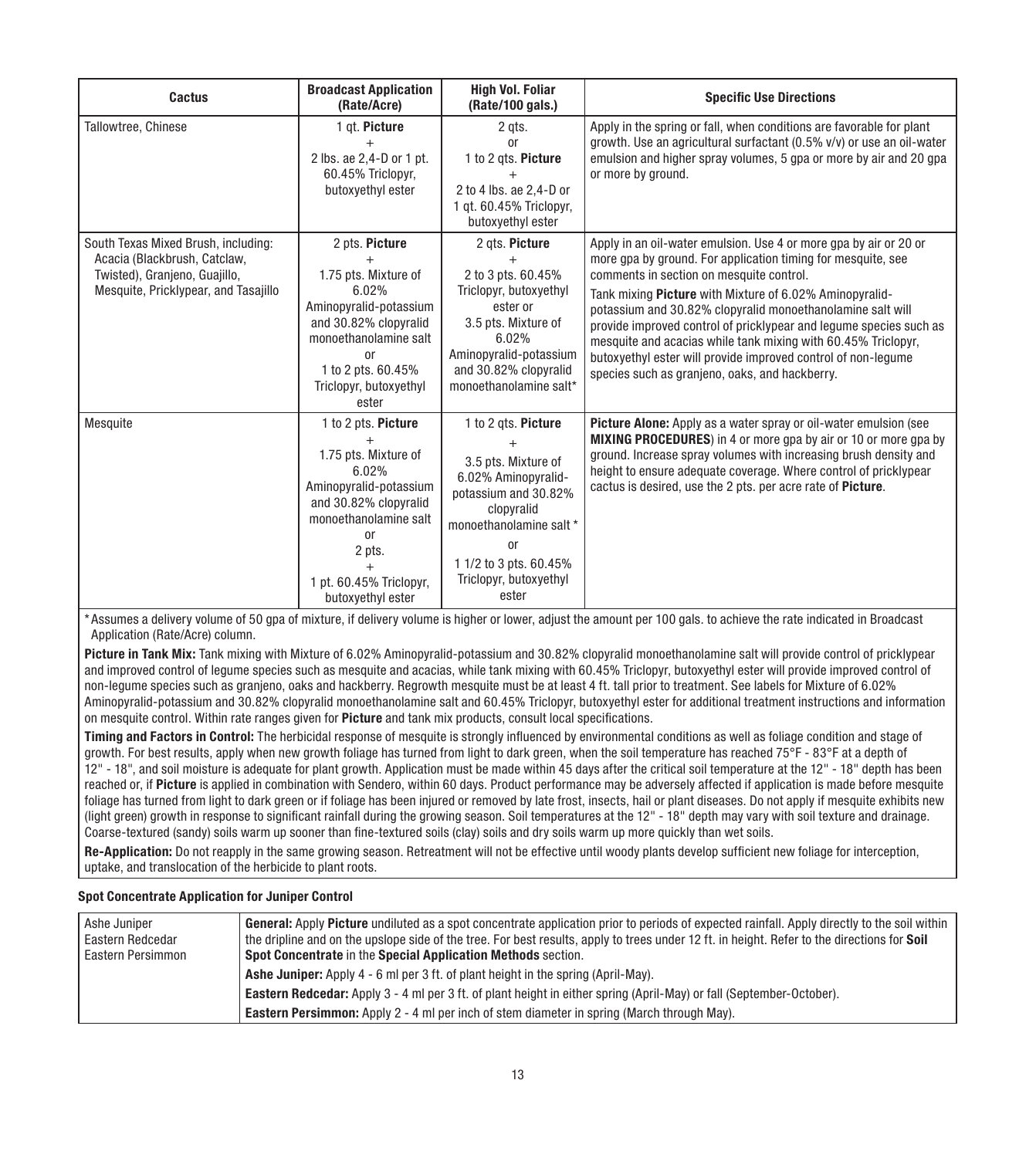| Cactus | Broadcast Application (Rate/Acre) | High Vol. Foliar (Rate/100 gals.) | Specific Use Directions |
|---|---|---|---|
| Tallowtree, Chinese | 1 qt. **Picture** + 2 lbs. ae 2,4-D or 1 pt. 60.45% Triclopyr, butoxyethyl ester | 2 qts. or 1 to 2 qts. **Picture** + 2 to 4 lbs. ae 2,4-D or 1 qt. 60.45% Triclopyr, butoxyethyl ester | Apply in the spring or fall, when conditions are favorable for plant growth. Use an agricultural surfactant (0.5% v/v) or use an oil-water emulsion and higher spray volumes, 5 gpa or more by air and 20 gpa or more by ground. |
| South Texas Mixed Brush, including: Acacia (Blackbrush, Catclaw, Twisted), Granjeno, Guajillo, Mesquite, Pricklypear, and Tasajillo | 2 pts. **Picture** + 1.75 pts. Mixture of 6.02% Aminopyralid-potassium and 30.82% clopyralid monoethanolamine salt or 1 to 2 pts. 60.45% Triclopyr, butoxyethyl ester | 2 qts. **Picture** + 2 to 3 pts. 60.45% Triclopyr, butoxyethyl ester or 3.5 pts. Mixture of 6.02% Aminopyralid-potassium and 30.82% clopyralid monoethanolamine salt* | Apply in an oil-water emulsion. Use 4 or more gpa by air or 20 or more gpa by ground. For application timing for mesquite, see comments in section on mesquite control.<br>Tank mixing **Picture** with Mixture of 6.02% Aminopyralid-potassium and 30.82% clopyralid monoethanolamine salt will provide improved control of pricklypear and legume species such as mesquite and acacias while tank mixing with 60.45% Triclopyr, butoxyethyl ester will provide improved control of non-legume species such as granjeno, oaks, and hackberry. |
| Mesquite | 1 to 2 pts. **Picture** + 1.75 pts. Mixture of 6.02% Aminopyralid-potassium and 30.82% clopyralid monoethanolamine salt or 2 pts. + 1 pt. 60.45% Triclopyr, butoxyethyl ester | 1 to 2 qts. **Picture** + 3.5 pts. Mixture of 6.02% Aminopyralid-potassium and 30.82% clopyralid monoethanolamine salt * or 1 1/2 to 3 pts. 60.45% Triclopyr, butoxyethyl ester | **Picture Alone:** Apply as a water spray or oil-water emulsion (see **MIXING PROCEDURES**) in 4 or more gpa by air or 10 or more gpa by ground. Increase spray volumes with increasing brush density and height to ensure adequate coverage. Where control of pricklypear cactus is desired, use the 2 pts. per acre rate of **Picture**. |

*Assumes a delivery volume of 50 gpa of mixture, if delivery volume is higher or lower, adjust the amount per 100 gals. to achieve the rate indicated in Broadcast Application (Rate/Acre) column.

**Picture in Tank Mix:** Tank mixing with Mixture of 6.02% Aminopyralid-potassium and 30.82% clopyralid monoethanolamine salt will provide control of pricklypear and improved control of legume species such as mesquite and acacias, while tank mixing with 60.45% Triclopyr, butoxyethyl ester will provide improved control of non-legume species such as granjeno, oaks and hackberry. Regrowth mesquite must be at least 4 ft. tall prior to treatment. See labels for Mixture of 6.02% Aminopyralid-potassium and 30.82% clopyralid monoethanolamine salt and 60.45% Triclopyr, butoxyethyl ester for additional treatment instructions and information on mesquite control. Within rate ranges given for **Picture** and tank mix products, consult local specifications.

**Timing and Factors in Control:** The herbicidal response of mesquite is strongly influenced by environmental conditions as well as foliage condition and stage of growth. For best results, apply when new growth foliage has turned from light to dark green, when the soil temperature has reached 75°F - 83°F at a depth of 12" - 18", and soil moisture is adequate for plant growth. Application must be made within 45 days after the critical soil temperature at the 12" - 18" depth has been reached or, if **Picture** is applied in combination with Sendero, within 60 days. Product performance may be adversely affected if application is made before mesquite foliage has turned from light to dark green or if foliage has been injured or removed by late frost, insects, hail or plant diseases. Do not apply if mesquite exhibits new (light green) growth in response to significant rainfall during the growing season. Soil temperatures at the 12" - 18" depth may vary with soil texture and drainage. Coarse-textured (sandy) soils warm up sooner than fine-textured soils (clay) soils and dry soils warm up more quickly than wet soils.

**Re-Application:** Do not reapply in the same growing season. Retreatment will not be effective until woody plants develop sufficient new foliage for interception, uptake, and translocation of the herbicide to plant roots.

**Spot Concentrate Application for Juniper Control**

| Species | Directions |
|---|---|
| Ashe Juniper<br>Eastern Redcedar<br>Eastern Persimmon | **General:** Apply **Picture** undiluted as a spot concentrate application prior to periods of expected rainfall. Apply directly to the soil within the dripline and on the upslope side of the tree. For best results, apply to trees under 12 ft. in height. Refer to the directions for **Soil Spot Concentrate** in the **Special Application Methods** section.<br>**Ashe Juniper:** Apply 4 - 6 ml per 3 ft. of plant height in the spring (April-May).<br>**Eastern Redcedar:** Apply 3 - 4 ml per 3 ft. of plant height in either spring (April-May) or fall (September-October).<br>**Eastern Persimmon:** Apply 2 - 4 ml per inch of stem diameter in spring (March through May). |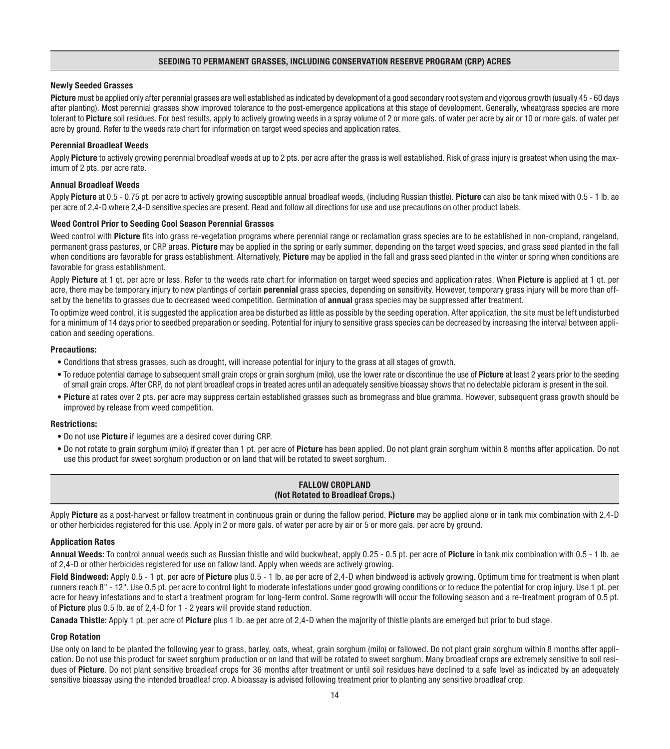## SEEDING TO PERMANENT GRASSES, INCLUDING CONSERVATION RESERVE PROGRAM (CRP) ACRES

### Newly Seeded Grasses

**Picture** must be applied only after perennial grasses are well established as indicated by development of a good secondary root system and vigorous growth (usually 45 - 60 days after planting). Most perennial grasses show improved tolerance to the post-emergence applications at this stage of development. Generally, wheatgrass species are more tolerant to **Picture** soil residues. For best results, apply to actively growing weeds in a spray volume of 2 or more gals. of water per acre by air or 10 or more gals. of water per acre by ground. Refer to the weeds rate chart for information on target weed species and application rates.

### Perennial Broadleaf Weeds

Apply **Picture** to actively growing perennial broadleaf weeds at up to 2 pts. per acre after the grass is well established. Risk of grass injury is greatest when using the maximum of 2 pts. per acre rate.

### Annual Broadleaf Weeds

Apply **Picture** at 0.5 - 0.75 pt. per acre to actively growing susceptible annual broadleaf weeds, (including Russian thistle). **Picture** can also be tank mixed with 0.5 - 1 lb. ae per acre of 2,4-D where 2,4-D sensitive species are present. Read and follow all directions for use and use precautions on other product labels.

### Weed Control Prior to Seeding Cool Season Perennial Grasses

Weed control with **Picture** fits into grass re-vegetation programs where perennial range or reclamation grass species are to be established in non-cropland, rangeland, permanent grass pastures, or CRP areas. **Picture** may be applied in the spring or early summer, depending on the target weed species, and grass seed planted in the fall when conditions are favorable for grass establishment. Alternatively, **Picture** may be applied in the fall and grass seed planted in the winter or spring when conditions are favorable for grass establishment.

Apply **Picture** at 1 qt. per acre or less. Refer to the weeds rate chart for information on target weed species and application rates. When **Picture** is applied at 1 qt. per acre, there may be temporary injury to new plantings of certain **perennial** grass species, depending on sensitivity. However, temporary grass injury will be more than offset by the benefits to grasses due to decreased weed competition. Germination of **annual** grass species may be suppressed after treatment.

To optimize weed control, it is suggested the application area be disturbed as little as possible by the seeding operation. After application, the site must be left undisturbed for a minimum of 14 days prior to seedbed preparation or seeding. Potential for injury to sensitive grass species can be decreased by increasing the interval between application and seeding operations.

### Precautions:

- Conditions that stress grasses, such as drought, will increase potential for injury to the grass at all stages of growth.
- To reduce potential damage to subsequent small grain crops or grain sorghum (milo), use the lower rate or discontinue the use of **Picture** at least 2 years prior to the seeding of small grain crops. After CRP, do not plant broadleaf crops in treated acres until an adequately sensitive bioassay shows that no detectable picloram is present in the soil.
- **Picture** at rates over 2 pts. per acre may suppress certain established grasses such as bromegrass and blue gramma. However, subsequent grass growth should be improved by release from weed competition.

### Restrictions:

- Do not use **Picture** if legumes are a desired cover during CRP.
- Do not rotate to grain sorghum (milo) if greater than 1 pt. per acre of **Picture** has been applied. Do not plant grain sorghum within 8 months after application. Do not use this product for sweet sorghum production or on land that will be rotated to sweet sorghum.

## FALLOW CROPLAND (Not Rotated to Broadleaf Crops.)

Apply **Picture** as a post-harvest or fallow treatment in continuous grain or during the fallow period. **Picture** may be applied alone or in tank mix combination with 2,4-D or other herbicides registered for this use. Apply in 2 or more gals. of water per acre by air or 5 or more gals. per acre by ground.

### Application Rates

**Annual Weeds:** To control annual weeds such as Russian thistle and wild buckwheat, apply 0.25 - 0.5 pt. per acre of **Picture** in tank mix combination with 0.5 - 1 lb. ae of 2,4-D or other herbicides registered for use on fallow land. Apply when weeds are actively growing.

**Field Bindweed:** Apply 0.5 - 1 pt. per acre of **Picture** plus 0.5 - 1 lb. ae per acre of 2,4-D when bindweed is actively growing. Optimum time for treatment is when plant runners reach 8" - 12". Use 0.5 pt. per acre to control light to moderate infestations under good growing conditions or to reduce the potential for crop injury. Use 1 pt. per acre for heavy infestations and to start a treatment program for long-term control. Some regrowth will occur the following season and a re-treatment program of 0.5 pt. of **Picture** plus 0.5 lb. ae of 2,4-D for 1 - 2 years will provide stand reduction.

**Canada Thistle:** Apply 1 pt. per acre of **Picture** plus 1 lb. ae per acre of 2,4-D when the majority of thistle plants are emerged but prior to bud stage.

### Crop Rotation

Use only on land to be planted the following year to grass, barley, oats, wheat, grain sorghum (milo) or fallowed. Do not plant grain sorghum within 8 months after application. Do not use this product for sweet sorghum production or on land that will be rotated to sweet sorghum. Many broadleaf crops are extremely sensitive to soil residues of **Picture**. Do not plant sensitive broadleaf crops for 36 months after treatment or until soil residues have declined to a safe level as indicated by an adequately sensitive bioassay using the intended broadleaf crop. A bioassay is advised following treatment prior to planting any sensitive broadleaf crop.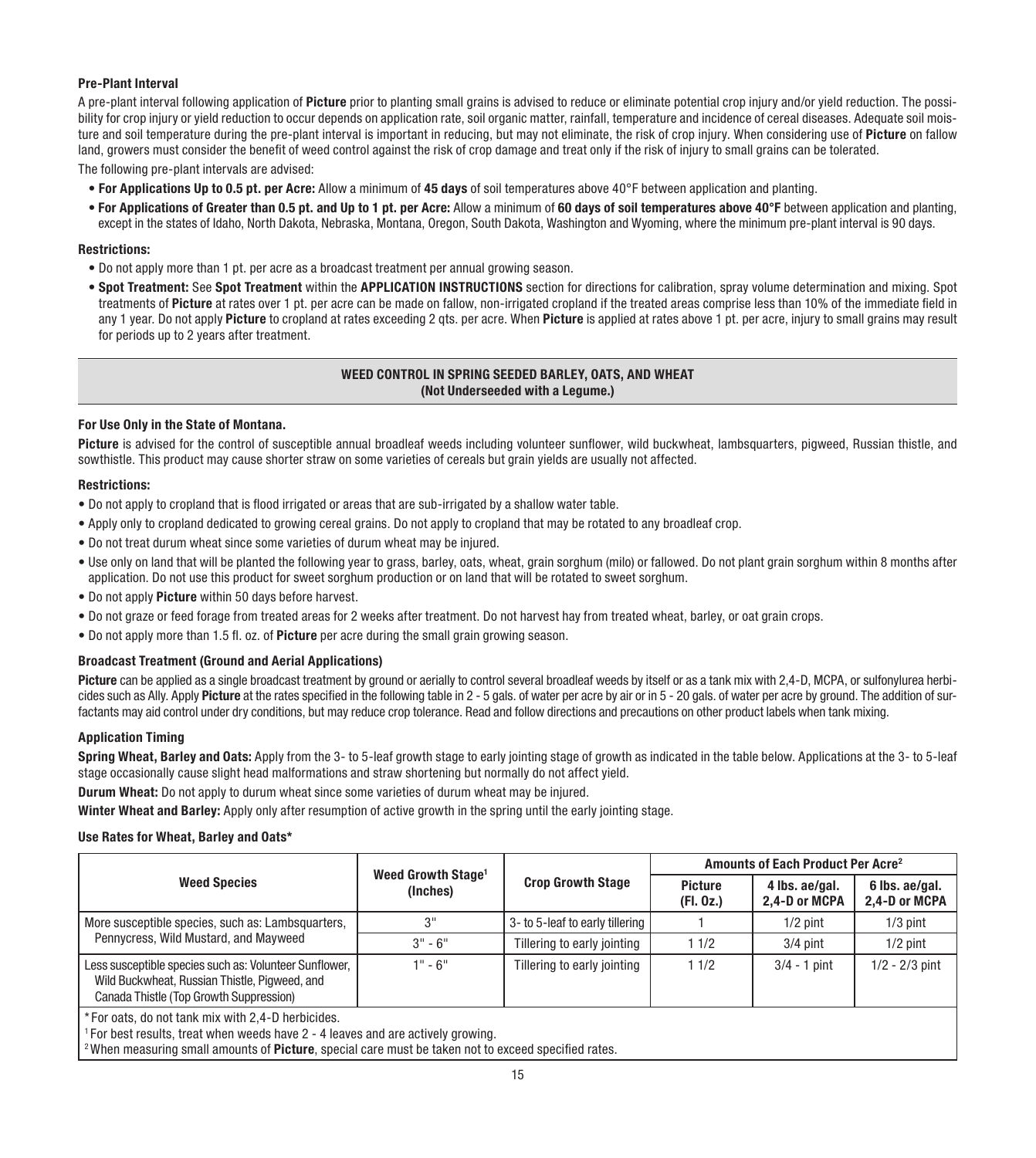**Pre-Plant Interval**

A pre-plant interval following application of **Picture** prior to planting small grains is advised to reduce or eliminate potential crop injury and/or yield reduction. The possibility for crop injury or yield reduction to occur depends on application rate, soil organic matter, rainfall, temperature and incidence of cereal diseases. Adequate soil moisture and soil temperature during the pre-plant interval is important in reducing, but may not eliminate, the risk of crop injury. When considering use of **Picture** on fallow land, growers must consider the benefit of weed control against the risk of crop damage and treat only if the risk of injury to small grains can be tolerated.

The following pre-plant intervals are advised:

- **For Applications Up to 0.5 pt. per Acre:** Allow a minimum of **45 days** of soil temperatures above 40°F between application and planting.
- **For Applications of Greater than 0.5 pt. and Up to 1 pt. per Acre:** Allow a minimum of **60 days of soil temperatures above 40°F** between application and planting, except in the states of Idaho, North Dakota, Nebraska, Montana, Oregon, South Dakota, Washington and Wyoming, where the minimum pre-plant interval is 90 days.

**Restrictions:**

- Do not apply more than 1 pt. per acre as a broadcast treatment per annual growing season.
- **Spot Treatment:** See **Spot Treatment** within the **APPLICATION INSTRUCTIONS** section for directions for calibration, spray volume determination and mixing. Spot treatments of **Picture** at rates over 1 pt. per acre can be made on fallow, non-irrigated cropland if the treated areas comprise less than 10% of the immediate field in any 1 year. Do not apply **Picture** to cropland at rates exceeding 2 qts. per acre. When **Picture** is applied at rates above 1 pt. per acre, injury to small grains may result for periods up to 2 years after treatment.

## WEED CONTROL IN SPRING SEEDED BARLEY, OATS, AND WHEAT (Not Underseeded with a Legume.)

**For Use Only in the State of Montana.**

**Picture** is advised for the control of susceptible annual broadleaf weeds including volunteer sunflower, wild buckwheat, lambsquarters, pigweed, Russian thistle, and sowthistle. This product may cause shorter straw on some varieties of cereals but grain yields are usually not affected.

**Restrictions:**

- Do not apply to cropland that is flood irrigated or areas that are sub-irrigated by a shallow water table.
- Apply only to cropland dedicated to growing cereal grains. Do not apply to cropland that may be rotated to any broadleaf crop.
- Do not treat durum wheat since some varieties of durum wheat may be injured.
- Use only on land that will be planted the following year to grass, barley, oats, wheat, grain sorghum (milo) or fallowed. Do not plant grain sorghum within 8 months after application. Do not use this product for sweet sorghum production or on land that will be rotated to sweet sorghum.
- Do not apply **Picture** within 50 days before harvest.
- Do not graze or feed forage from treated areas for 2 weeks after treatment. Do not harvest hay from treated wheat, barley, or oat grain crops.
- Do not apply more than 1.5 fl. oz. of **Picture** per acre during the small grain growing season.

**Broadcast Treatment (Ground and Aerial Applications)**

**Picture** can be applied as a single broadcast treatment by ground or aerially to control several broadleaf weeds by itself or as a tank mix with 2,4-D, MCPA, or sulfonylurea herbicides such as Ally. Apply **Picture** at the rates specified in the following table in 2 - 5 gals. of water per acre by air or in 5 - 20 gals. of water per acre by ground. The addition of surfactants may aid control under dry conditions, but may reduce crop tolerance. Read and follow directions and precautions on other product labels when tank mixing.

**Application Timing**

**Spring Wheat, Barley and Oats:** Apply from the 3- to 5-leaf growth stage to early jointing stage of growth as indicated in the table below. Applications at the 3- to 5-leaf stage occasionally cause slight head malformations and straw shortening but normally do not affect yield.

**Durum Wheat:** Do not apply to durum wheat since some varieties of durum wheat may be injured.

**Winter Wheat and Barley:** Apply only after resumption of active growth in the spring until the early jointing stage.

**Use Rates for Wheat, Barley and Oats***

| Weed Species | Weed Growth Stage[1] (Inches) | Crop Growth Stage | Amounts of Each Product Per Acre[2] | | |
|---|---|---|---|---|---|
| | | | Picture (Fl. Oz.) | 4 lbs. ae/gal. 2,4-D or MCPA | 6 lbs. ae/gal. 2,4-D or MCPA |
| More susceptible species, such as: Lambsquarters, Pennycress, Wild Mustard, and Mayweed | 3" | 3- to 5-leaf to early tillering | 1 | 1/2 pint | 1/3 pint |
| | 3" - 6" | Tillering to early jointing | 1 1/2 | 3/4 pint | 1/2 pint |
| Less susceptible species such as: Volunteer Sunflower, Wild Buckwheat, Russian Thistle, Pigweed, and Canada Thistle (Top Growth Suppression) | 1" - 6" | Tillering to early jointing | 1 1/2 | 3/4 - 1 pint | 1/2 - 2/3 pint |

*For oats, do not tank mix with 2,4-D herbicides.

[1] For best results, treat when weeds have 2 - 4 leaves and are actively growing.

[2] When measuring small amounts of **Picture**, special care must be taken not to exceed specified rates.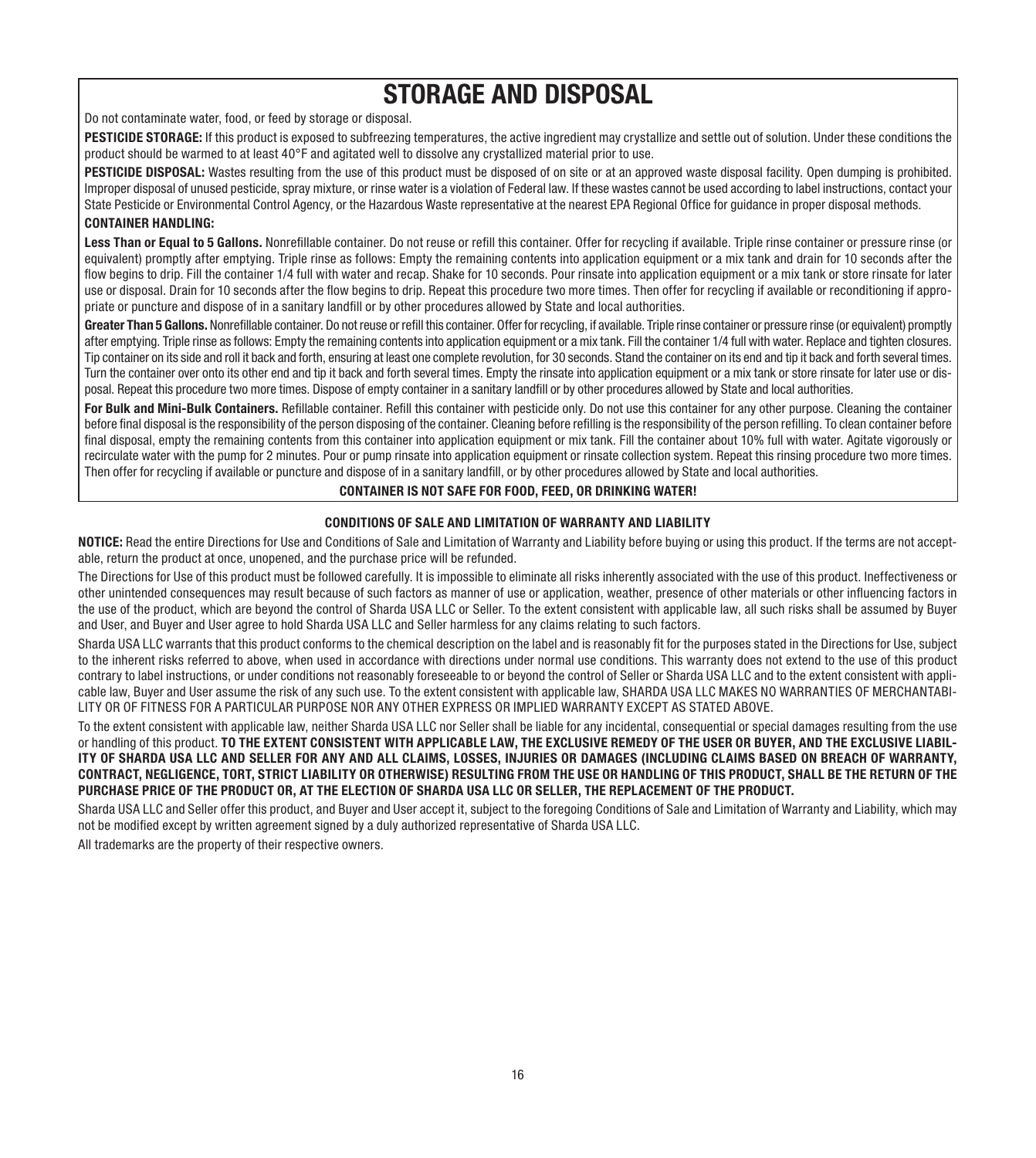# STORAGE AND DISPOSAL

Do not contaminate water, food, or feed by storage or disposal.

**PESTICIDE STORAGE:** If this product is exposed to subfreezing temperatures, the active ingredient may crystallize and settle out of solution. Under these conditions the product should be warmed to at least 40°F and agitated well to dissolve any crystallized material prior to use.

**PESTICIDE DISPOSAL:** Wastes resulting from the use of this product must be disposed of on site or at an approved waste disposal facility. Open dumping is prohibited. Improper disposal of unused pesticide, spray mixture, or rinse water is a violation of Federal law. If these wastes cannot be used according to label instructions, contact your State Pesticide or Environmental Control Agency, or the Hazardous Waste representative at the nearest EPA Regional Office for guidance in proper disposal methods.

**CONTAINER HANDLING:**

**Less Than or Equal to 5 Gallons.** Nonrefillable container. Do not reuse or refill this container. Offer for recycling if available. Triple rinse container or pressure rinse (or equivalent) promptly after emptying. Triple rinse as follows: Empty the remaining contents into application equipment or a mix tank and drain for 10 seconds after the flow begins to drip. Fill the container 1/4 full with water and recap. Shake for 10 seconds. Pour rinsate into application equipment or a mix tank or store rinsate for later use or disposal. Drain for 10 seconds after the flow begins to drip. Repeat this procedure two more times. Then offer for recycling if available or reconditioning if appropriate or puncture and dispose of in a sanitary landfill or by other procedures allowed by State and local authorities.

**Greater Than 5 Gallons.** Nonrefillable container. Do not reuse or refill this container. Offer for recycling, if available. Triple rinse container or pressure rinse (or equivalent) promptly after emptying. Triple rinse as follows: Empty the remaining contents into application equipment or a mix tank. Fill the container 1/4 full with water. Replace and tighten closures. Tip container on its side and roll it back and forth, ensuring at least one complete revolution, for 30 seconds. Stand the container on its end and tip it back and forth several times. Turn the container over onto its other end and tip it back and forth several times. Empty the rinsate into application equipment or a mix tank or store rinsate for later use or disposal. Repeat this procedure two more times. Dispose of empty container in a sanitary landfill or by other procedures allowed by State and local authorities.

**For Bulk and Mini-Bulk Containers.** Refillable container. Refill this container with pesticide only. Do not use this container for any other purpose. Cleaning the container before final disposal is the responsibility of the person disposing of the container. Cleaning before refilling is the responsibility of the person refilling. To clean container before final disposal, empty the remaining contents from this container into application equipment or mix tank. Fill the container about 10% full with water. Agitate vigorously or recirculate water with the pump for 2 minutes. Pour or pump rinsate into application equipment or rinsate collection system. Repeat this rinsing procedure two more times. Then offer for recycling if available or puncture and dispose of in a sanitary landfill, or by other procedures allowed by State and local authorities.

**CONTAINER IS NOT SAFE FOR FOOD, FEED, OR DRINKING WATER!**

## CONDITIONS OF SALE AND LIMITATION OF WARRANTY AND LIABILITY

**NOTICE:** Read the entire Directions for Use and Conditions of Sale and Limitation of Warranty and Liability before buying or using this product. If the terms are not acceptable, return the product at once, unopened, and the purchase price will be refunded.

The Directions for Use of this product must be followed carefully. It is impossible to eliminate all risks inherently associated with the use of this product. Ineffectiveness or other unintended consequences may result because of such factors as manner of use or application, weather, presence of other materials or other influencing factors in the use of the product, which are beyond the control of Sharda USA LLC or Seller. To the extent consistent with applicable law, all such risks shall be assumed by Buyer and User, and Buyer and User agree to hold Sharda USA LLC and Seller harmless for any claims relating to such factors.

Sharda USA LLC warrants that this product conforms to the chemical description on the label and is reasonably fit for the purposes stated in the Directions for Use, subject to the inherent risks referred to above, when used in accordance with directions under normal use conditions. This warranty does not extend to the use of this product contrary to label instructions, or under conditions not reasonably foreseeable to or beyond the control of Seller or Sharda USA LLC and to the extent consistent with applicable law, Buyer and User assume the risk of any such use. To the extent consistent with applicable law, SHARDA USA LLC MAKES NO WARRANTIES OF MERCHANTABILITY OR OF FITNESS FOR A PARTICULAR PURPOSE NOR ANY OTHER EXPRESS OR IMPLIED WARRANTY EXCEPT AS STATED ABOVE.

To the extent consistent with applicable law, neither Sharda USA LLC nor Seller shall be liable for any incidental, consequential or special damages resulting from the use or handling of this product. **TO THE EXTENT CONSISTENT WITH APPLICABLE LAW, THE EXCLUSIVE REMEDY OF THE USER OR BUYER, AND THE EXCLUSIVE LIABILITY OF SHARDA USA LLC AND SELLER FOR ANY AND ALL CLAIMS, LOSSES, INJURIES OR DAMAGES (INCLUDING CLAIMS BASED ON BREACH OF WARRANTY, CONTRACT, NEGLIGENCE, TORT, STRICT LIABILITY OR OTHERWISE) RESULTING FROM THE USE OR HANDLING OF THIS PRODUCT, SHALL BE THE RETURN OF THE PURCHASE PRICE OF THE PRODUCT OR, AT THE ELECTION OF SHARDA USA LLC OR SELLER, THE REPLACEMENT OF THE PRODUCT.**

Sharda USA LLC and Seller offer this product, and Buyer and User accept it, subject to the foregoing Conditions of Sale and Limitation of Warranty and Liability, which may not be modified except by written agreement signed by a duly authorized representative of Sharda USA LLC.

All trademarks are the property of their respective owners.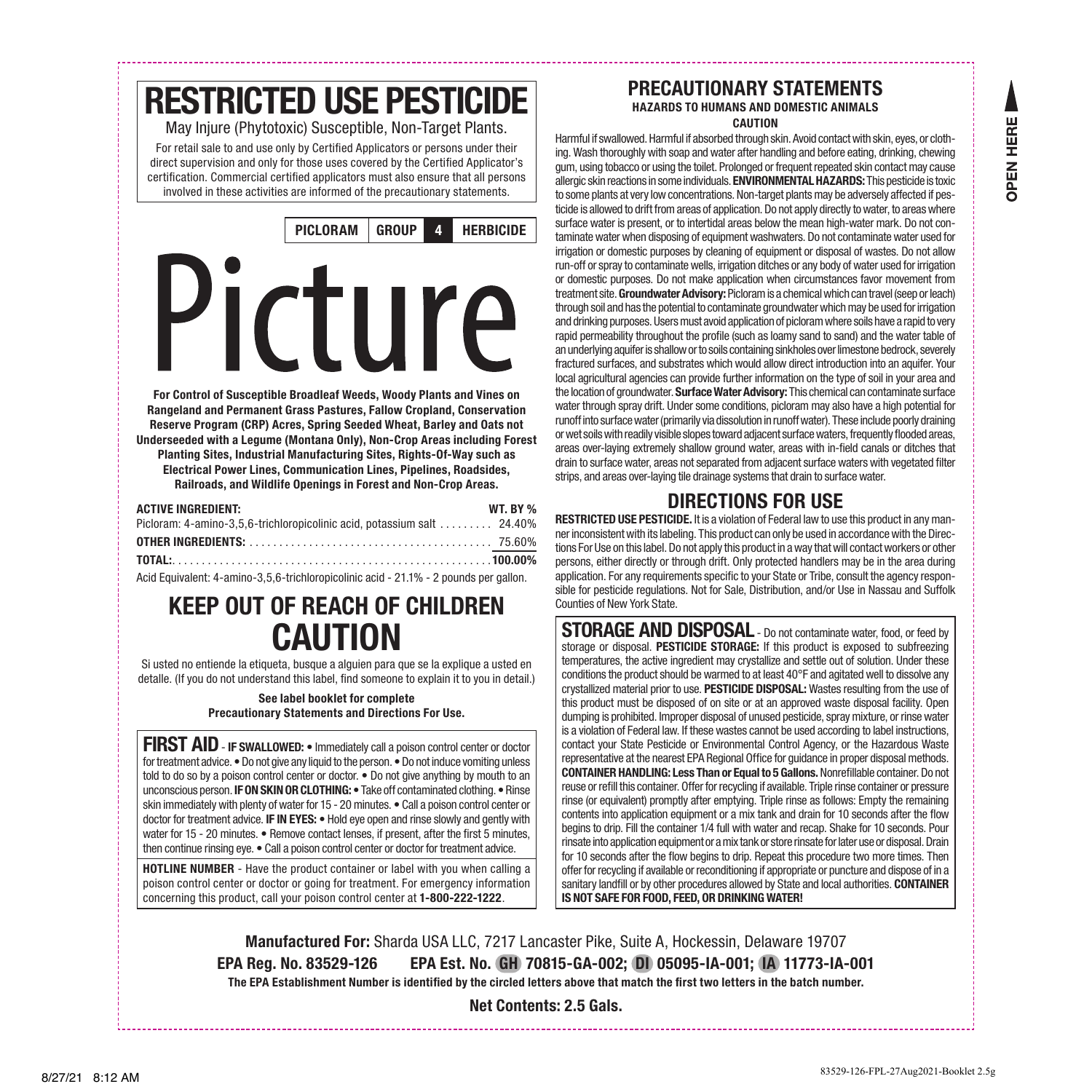# RESTRICTED USE PESTICIDE

May Injure (Phytotoxic) Susceptible, Non-Target Plants.

For retail sale to and use only by Certified Applicators or persons under their direct supervision and only for those uses covered by the Certified Applicator's certification. Commercial certified applicators must also ensure that all persons involved in these activities are informed of the precautionary statements.

**PICLORAM | GROUP 4 | HERBICIDE**

# Picture

**For Control of Susceptible Broadleaf Weeds, Woody Plants and Vines on Rangeland and Permanent Grass Pastures, Fallow Cropland, Conservation Reserve Program (CRP) Acres, Spring Seeded Wheat, Barley and Oats not Underseeded with a Legume (Montana Only), Non-Crop Areas including Forest Planting Sites, Industrial Manufacturing Sites, Rights-Of-Way such as Electrical Power Lines, Communication Lines, Pipelines, Roadsides, Railroads, and Wildlife Openings in Forest and Non-Crop Areas.**

| ACTIVE INGREDIENT: | WT. BY % |
|---|---|
| Picloram: 4-amino-3,5,6-trichloropicolinic acid, potassium salt | 24.40% |
| **OTHER INGREDIENTS:** | 75.60% |
| **TOTAL:** | **100.00%** |

Acid Equivalent: 4-amino-3,5,6-trichloropicolinic acid - 21.1% - 2 pounds per gallon.

## KEEP OUT OF REACH OF CHILDREN
## CAUTION

Si usted no entiende la etiqueta, busque a alguien para que se la explique a usted en detalle. (If you do not understand this label, find someone to explain it to you in detail.)

**See label booklet for complete Precautionary Statements and Directions For Use.**

**FIRST AID** - **IF SWALLOWED:** • Immediately call a poison control center or doctor for treatment advice. • Do not give any liquid to the person. • Do not induce vomiting unless told to do so by a poison control center or doctor. • Do not give anything by mouth to an unconscious person. **IF ON SKIN OR CLOTHING:** • Take off contaminated clothing. • Rinse skin immediately with plenty of water for 15 - 20 minutes. • Call a poison control center or doctor for treatment advice. **IF IN EYES:** • Hold eye open and rinse slowly and gently with water for 15 - 20 minutes. • Remove contact lenses, if present, after the first 5 minutes, then continue rinsing eye. • Call a poison control center or doctor for treatment advice.

**HOTLINE NUMBER** - Have the product container or label with you when calling a poison control center or doctor or going for treatment. For emergency information concerning this product, call your poison control center at **1-800-222-1222**.

## PRECAUTIONARY STATEMENTS
### HAZARDS TO HUMANS AND DOMESTIC ANIMALS
### CAUTION

Harmful if swallowed. Harmful if absorbed through skin. Avoid contact with skin, eyes, or clothing. Wash thoroughly with soap and water after handling and before eating, drinking, chewing gum, using tobacco or using the toilet. Prolonged or frequent repeated skin contact may cause allergic skin reactions in some individuals. **ENVIRONMENTAL HAZARDS:** This pesticide is toxic to some plants at very low concentrations. Non-target plants may be adversely affected if pesticide is allowed to drift from areas of application. Do not apply directly to water, to areas where surface water is present, or to intertidal areas below the mean high-water mark. Do not contaminate water when disposing of equipment washwaters. Do not contaminate water used for irrigation or domestic purposes by cleaning of equipment or disposal of wastes. Do not allow run-off or spray to contaminate wells, irrigation ditches or any body of water used for irrigation or domestic purposes. Do not make application when circumstances favor movement from treatment site. **Groundwater Advisory:** Picloram is a chemical which can travel (seep or leach) through soil and has the potential to contaminate groundwater which may be used for irrigation and drinking purposes. Users must avoid application of picloram where soils have a rapid to very rapid permeability throughout the profile (such as loamy sand to sand) and the water table of an underlying aquifer is shallow or to soils containing sinkholes over limestone bedrock, severely fractured surfaces, and substrates which would allow direct introduction into an aquifer. Your local agricultural agencies can provide further information on the type of soil in your area and the location of groundwater. **Surface Water Advisory:** This chemical can contaminate surface water through spray drift. Under some conditions, picloram may also have a high potential for runoff into surface water (primarily via dissolution in runoff water). These include poorly draining or wet soils with readily visible slopes toward adjacent surface waters, frequently flooded areas, areas over-laying extremely shallow ground water, areas with in-field canals or ditches that drain to surface water, areas not separated from adjacent surface waters with vegetated filter strips, and areas over-laying tile drainage systems that drain to surface water.

## DIRECTIONS FOR USE

**RESTRICTED USE PESTICIDE.** It is a violation of Federal law to use this product in any manner inconsistent with its labeling. This product can only be used in accordance with the Directions For Use on this label. Do not apply this product in a way that will contact workers or other persons, either directly or through drift. Only protected handlers may be in the area during application. For any requirements specific to your State or Tribe, consult the agency responsible for pesticide regulations. Not for Sale, Distribution, and/or Use in Nassau and Suffolk Counties of New York State.

**STORAGE AND DISPOSAL** - Do not contaminate water, food, or feed by storage or disposal. **PESTICIDE STORAGE:** If this product is exposed to subfreezing temperatures, the active ingredient may crystallize and settle out of solution. Under these conditions the product should be warmed to at least 40°F and agitated well to dissolve any crystallized material prior to use. **PESTICIDE DISPOSAL:** Wastes resulting from the use of this product must be disposed of on site or at an approved waste disposal facility. Open dumping is prohibited. Improper disposal of unused pesticide, spray mixture, or rinse water is a violation of Federal law. If these wastes cannot be used according to label instructions, contact your State Pesticide or Environmental Control Agency, or the Hazardous Waste representative at the nearest EPA Regional Office for guidance in proper disposal methods. **CONTAINER HANDLING: Less Than or Equal to 5 Gallons.** Nonrefillable container. Do not reuse or refill this container. Offer for recycling if available. Triple rinse container or pressure rinse (or equivalent) promptly after emptying. Triple rinse as follows: Empty the remaining contents into application equipment or a mix tank and drain for 10 seconds after the flow begins to drip. Fill the container 1/4 full with water and recap. Shake for 10 seconds. Pour rinsate into application equipment or a mix tank or store rinsate for later use or disposal. Drain for 10 seconds after the flow begins to drip. Repeat this procedure two more times. Then offer for recycling if available or reconditioning if appropriate or puncture and dispose of in a sanitary landfill or by other procedures allowed by State and local authorities. **CONTAINER IS NOT SAFE FOR FOOD, FEED, OR DRINKING WATER!**

**Manufactured For:** Sharda USA LLC, 7217 Lancaster Pike, Suite A, Hockessin, Delaware 19707

**EPA Reg. No. 83529-126** **EPA Est. No. GH 70815-GA-002; DI 05095-IA-001; IA 11773-IA-001**

**The EPA Establishment Number is identified by the circled letters above that match the first two letters in the batch number.**

**Net Contents: 2.5 Gals.**

OPEN HERE

8/27/21 8:12 AM

83529-126-FPL-27Aug2021-Booklet 2.5g